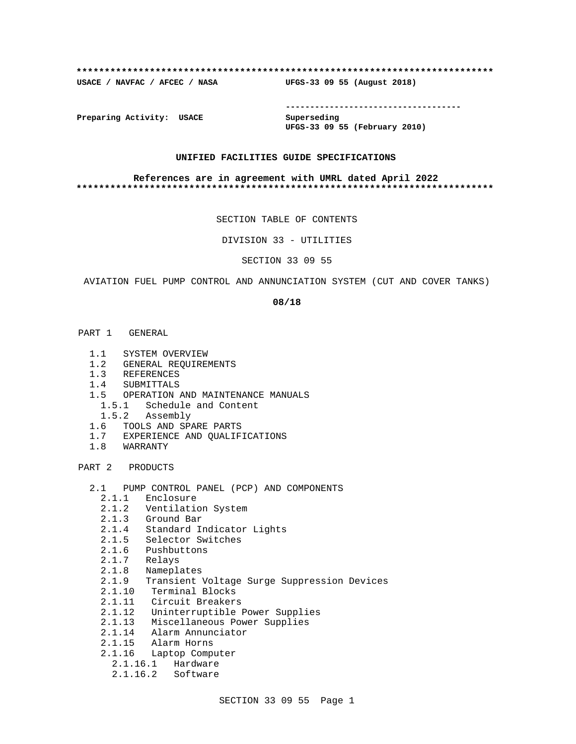**************************************************************************

**USACE / NAVFAC / AFCEC / NASA** **UFGS-33 09 55 (August 2018)**

-----------------------------------

**Preparing Activity: USACE** **Superseding**
**UFGS-33 09 55 (February 2010)**

**UNIFIED FACILITIES GUIDE SPECIFICATIONS**

**References are in agreement with UMRL dated April 2022**

**************************************************************************

SECTION TABLE OF CONTENTS

DIVISION 33 - UTILITIES

SECTION 33 09 55

AVIATION FUEL PUMP CONTROL AND ANNUNCIATION SYSTEM (CUT AND COVER TANKS)

**08/18**

PART 1 GENERAL

- 1.1 SYSTEM OVERVIEW
- 1.2 GENERAL REQUIREMENTS
- 1.3 REFERENCES
- 1.4 SUBMITTALS
- 1.5 OPERATION AND MAINTENANCE MANUALS
  - 1.5.1 Schedule and Content
  - 1.5.2 Assembly
- 1.6 TOOLS AND SPARE PARTS
- 1.7 EXPERIENCE AND QUALIFICATIONS
- 1.8 WARRANTY

PART 2 PRODUCTS

- 2.1 PUMP CONTROL PANEL (PCP) AND COMPONENTS
  - 2.1.1 Enclosure
  - 2.1.2 Ventilation System
  - 2.1.3 Ground Bar
  - 2.1.4 Standard Indicator Lights
  - 2.1.5 Selector Switches
  - 2.1.6 Pushbuttons
  - 2.1.7 Relays
  - 2.1.8 Nameplates
  - 2.1.9 Transient Voltage Surge Suppression Devices
  - 2.1.10 Terminal Blocks
  - 2.1.11 Circuit Breakers
  - 2.1.12 Uninterruptible Power Supplies
  - 2.1.13 Miscellaneous Power Supplies
  - 2.1.14 Alarm Annunciator
  - 2.1.15 Alarm Horns
  - 2.1.16 Laptop Computer
    - 2.1.16.1 Hardware
    - 2.1.16.2 Software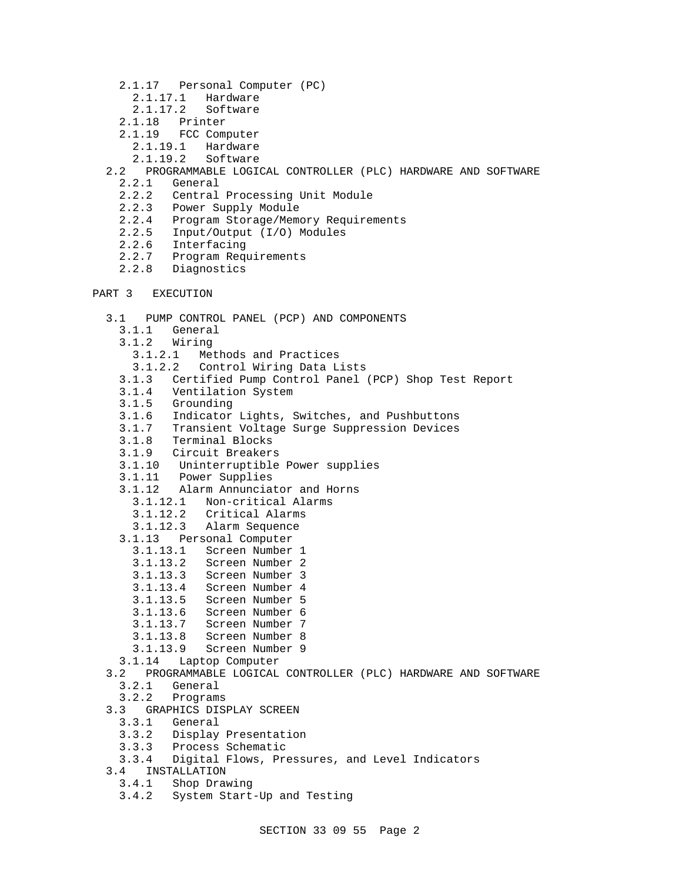- 2.1.17 Personal Computer (PC)
  - 2.1.17.1 Hardware
  - 2.1.17.2 Software
- 2.1.18 Printer
- 2.1.19 FCC Computer
  - 2.1.19.1 Hardware
  - 2.1.19.2 Software

2.2 PROGRAMMABLE LOGICAL CONTROLLER (PLC) HARDWARE AND SOFTWARE

- 2.2.1 General
- 2.2.2 Central Processing Unit Module
- 2.2.3 Power Supply Module
- 2.2.4 Program Storage/Memory Requirements
- 2.2.5 Input/Output (I/O) Modules
- 2.2.6 Interfacing
- 2.2.7 Program Requirements
- 2.2.8 Diagnostics

PART 3 EXECUTION

3.1 PUMP CONTROL PANEL (PCP) AND COMPONENTS

- 3.1.1 General
- 3.1.2 Wiring
  - 3.1.2.1 Methods and Practices
  - 3.1.2.2 Control Wiring Data Lists
- 3.1.3 Certified Pump Control Panel (PCP) Shop Test Report
- 3.1.4 Ventilation System
- 3.1.5 Grounding
- 3.1.6 Indicator Lights, Switches, and Pushbuttons
- 3.1.7 Transient Voltage Surge Suppression Devices
- 3.1.8 Terminal Blocks
- 3.1.9 Circuit Breakers
- 3.1.10 Uninterruptible Power supplies
- 3.1.11 Power Supplies
- 3.1.12 Alarm Annunciator and Horns
  - 3.1.12.1 Non-critical Alarms
  - 3.1.12.2 Critical Alarms
  - 3.1.12.3 Alarm Sequence
- 3.1.13 Personal Computer
  - 3.1.13.1 Screen Number 1
  - 3.1.13.2 Screen Number 2
  - 3.1.13.3 Screen Number 3
  - 3.1.13.4 Screen Number 4
  - 3.1.13.5 Screen Number 5
  - 3.1.13.6 Screen Number 6
  - 3.1.13.7 Screen Number 7
  - 3.1.13.8 Screen Number 8
  - 3.1.13.9 Screen Number 9
- 3.1.14 Laptop Computer

3.2 PROGRAMMABLE LOGICAL CONTROLLER (PLC) HARDWARE AND SOFTWARE

- 3.2.1 General
- 3.2.2 Programs

3.3 GRAPHICS DISPLAY SCREEN

- 3.3.1 General
- 3.3.2 Display Presentation
- 3.3.3 Process Schematic
- 3.3.4 Digital Flows, Pressures, and Level Indicators

3.4 INSTALLATION

- 3.4.1 Shop Drawing
- 3.4.2 System Start-Up and Testing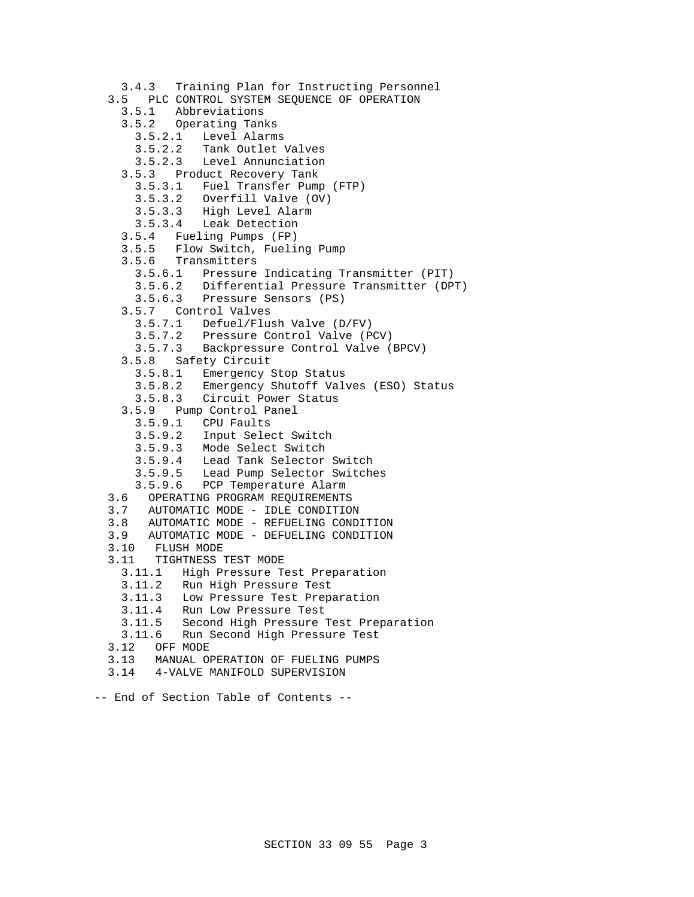3.4.3   Training Plan for Instructing Personnel
  3.5   PLC CONTROL SYSTEM SEQUENCE OF OPERATION
    3.5.1   Abbreviations
    3.5.2   Operating Tanks
      3.5.2.1   Level Alarms
      3.5.2.2   Tank Outlet Valves
      3.5.2.3   Level Annunciation
    3.5.3   Product Recovery Tank
      3.5.3.1   Fuel Transfer Pump (FTP)
      3.5.3.2   Overfill Valve (OV)
      3.5.3.3   High Level Alarm
      3.5.3.4   Leak Detection
    3.5.4   Fueling Pumps (FP)
    3.5.5   Flow Switch, Fueling Pump
    3.5.6   Transmitters
      3.5.6.1   Pressure Indicating Transmitter (PIT)
      3.5.6.2   Differential Pressure Transmitter (DPT)
      3.5.6.3   Pressure Sensors (PS)
    3.5.7   Control Valves
      3.5.7.1   Defuel/Flush Valve (D/FV)
      3.5.7.2   Pressure Control Valve (PCV)
      3.5.7.3   Backpressure Control Valve (BPCV)
    3.5.8   Safety Circuit
      3.5.8.1   Emergency Stop Status
      3.5.8.2   Emergency Shutoff Valves (ESO) Status
      3.5.8.3   Circuit Power Status
    3.5.9   Pump Control Panel
      3.5.9.1   CPU Faults
      3.5.9.2   Input Select Switch
      3.5.9.3   Mode Select Switch
      3.5.9.4   Lead Tank Selector Switch
      3.5.9.5   Lead Pump Selector Switches
      3.5.9.6   PCP Temperature Alarm
  3.6   OPERATING PROGRAM REQUIREMENTS
  3.7   AUTOMATIC MODE - IDLE CONDITION
  3.8   AUTOMATIC MODE - REFUELING CONDITION
  3.9   AUTOMATIC MODE - DEFUELING CONDITION
  3.10   FLUSH MODE
  3.11   TIGHTNESS TEST MODE
    3.11.1   High Pressure Test Preparation
    3.11.2   Run High Pressure Test
    3.11.3   Low Pressure Test Preparation
    3.11.4   Run Low Pressure Test
    3.11.5   Second High Pressure Test Preparation
    3.11.6   Run Second High Pressure Test
  3.12   OFF MODE
  3.13   MANUAL OPERATION OF FUELING PUMPS
  3.14   4-VALVE MANIFOLD SUPERVISION

-- End of Section Table of Contents --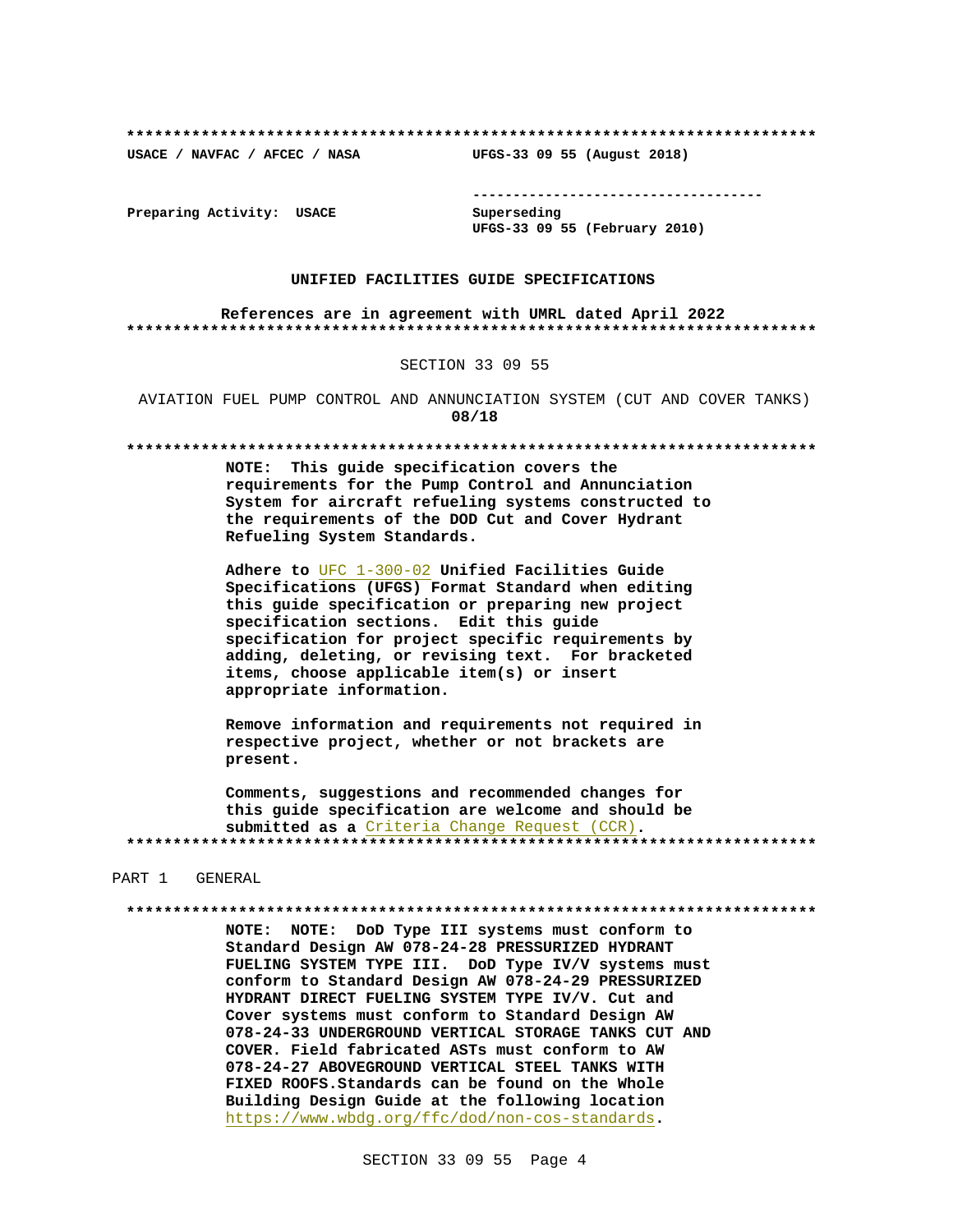**************************************************************************

USACE / NAVFAC / AFCEC / NASA UFGS-33 09 55 (August 2018)

-----------------------------------

Preparing Activity: USACE Superseding
UFGS-33 09 55 (February 2010)

**UNIFIED FACILITIES GUIDE SPECIFICATIONS**

**References are in agreement with UMRL dated April 2022**

**************************************************************************

SECTION 33 09 55

AVIATION FUEL PUMP CONTROL AND ANNUNCIATION SYSTEM (CUT AND COVER TANKS)
**08/18**

**************************************************************************

**NOTE: This guide specification covers the requirements for the Pump Control and Annunciation System for aircraft refueling systems constructed to the requirements of the DOD Cut and Cover Hydrant Refueling System Standards.**

**Adhere to** UFC 1-300-02 **Unified Facilities Guide Specifications (UFGS) Format Standard when editing this guide specification or preparing new project specification sections. Edit this guide specification for project specific requirements by adding, deleting, or revising text. For bracketed items, choose applicable item(s) or insert appropriate information.**

**Remove information and requirements not required in respective project, whether or not brackets are present.**

**Comments, suggestions and recommended changes for this guide specification are welcome and should be submitted as a** Criteria Change Request (CCR)**.**

**************************************************************************

PART 1 GENERAL

**************************************************************************

**NOTE: NOTE: DoD Type III systems must conform to Standard Design AW 078-24-28 PRESSURIZED HYDRANT FUELING SYSTEM TYPE III. DoD Type IV/V systems must conform to Standard Design AW 078-24-29 PRESSURIZED HYDRANT DIRECT FUELING SYSTEM TYPE IV/V. Cut and Cover systems must conform to Standard Design AW 078-24-33 UNDERGROUND VERTICAL STORAGE TANKS CUT AND COVER. Field fabricated ASTs must conform to AW 078-24-27 ABOVEGROUND VERTICAL STEEL TANKS WITH FIXED ROOFS.Standards can be found on the Whole Building Design Guide at the following location** https://www.wbdg.org/ffc/dod/non-cos-standards**.**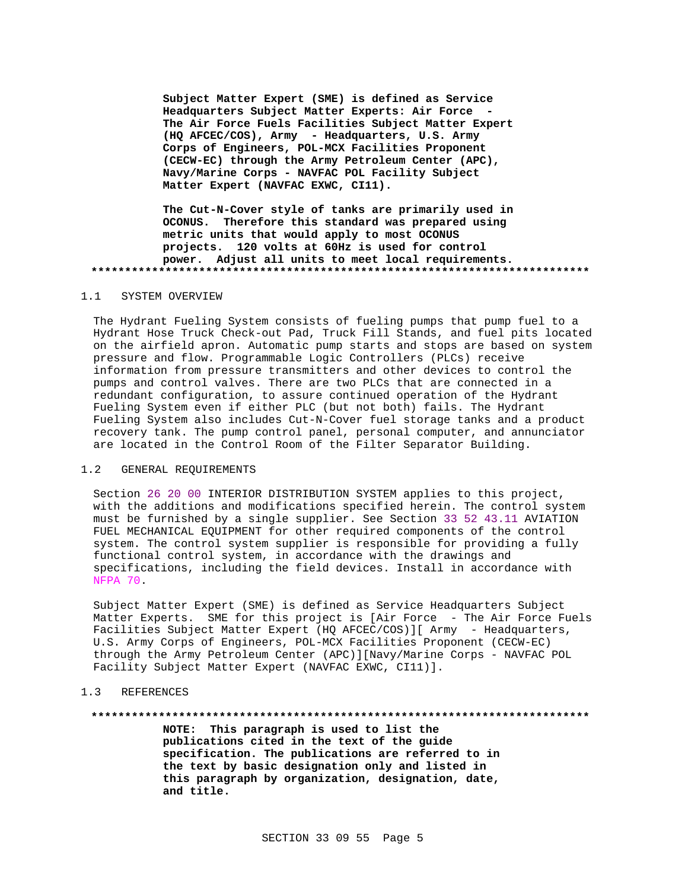**Subject Matter Expert (SME) is defined as Service Headquarters Subject Matter Experts: Air Force - The Air Force Fuels Facilities Subject Matter Expert (HQ AFCEC/COS), Army - Headquarters, U.S. Army Corps of Engineers, POL-MCX Facilities Proponent (CECW-EC) through the Army Petroleum Center (APC), Navy/Marine Corps - NAVFAC POL Facility Subject Matter Expert (NAVFAC EXWC, CI11).**

**The Cut-N-Cover style of tanks are primarily used in OCONUS. Therefore this standard was prepared using metric units that would apply to most OCONUS projects. 120 volts at 60Hz is used for control power. Adjust all units to meet local requirements.**

**************************************************************************

## 1.1 SYSTEM OVERVIEW

The Hydrant Fueling System consists of fueling pumps that pump fuel to a Hydrant Hose Truck Check-out Pad, Truck Fill Stands, and fuel pits located on the airfield apron. Automatic pump starts and stops are based on system pressure and flow. Programmable Logic Controllers (PLCs) receive information from pressure transmitters and other devices to control the pumps and control valves. There are two PLCs that are connected in a redundant configuration, to assure continued operation of the Hydrant Fueling System even if either PLC (but not both) fails. The Hydrant Fueling System also includes Cut-N-Cover fuel storage tanks and a product recovery tank. The pump control panel, personal computer, and annunciator are located in the Control Room of the Filter Separator Building.

## 1.2 GENERAL REQUIREMENTS

Section 26 20 00 INTERIOR DISTRIBUTION SYSTEM applies to this project, with the additions and modifications specified herein. The control system must be furnished by a single supplier. See Section 33 52 43.11 AVIATION FUEL MECHANICAL EQUIPMENT for other required components of the control system. The control system supplier is responsible for providing a fully functional control system, in accordance with the drawings and specifications, including the field devices. Install in accordance with NFPA 70.

Subject Matter Expert (SME) is defined as Service Headquarters Subject Matter Experts. SME for this project is [Air Force - The Air Force Fuels Facilities Subject Matter Expert (HQ AFCEC/COS)][ Army - Headquarters, U.S. Army Corps of Engineers, POL-MCX Facilities Proponent (CECW-EC) through the Army Petroleum Center (APC)][Navy/Marine Corps - NAVFAC POL Facility Subject Matter Expert (NAVFAC EXWC, CI11)].

## 1.3 REFERENCES

**************************************************************************

**NOTE: This paragraph is used to list the publications cited in the text of the guide specification. The publications are referred to in the text by basic designation only and listed in this paragraph by organization, designation, date, and title.**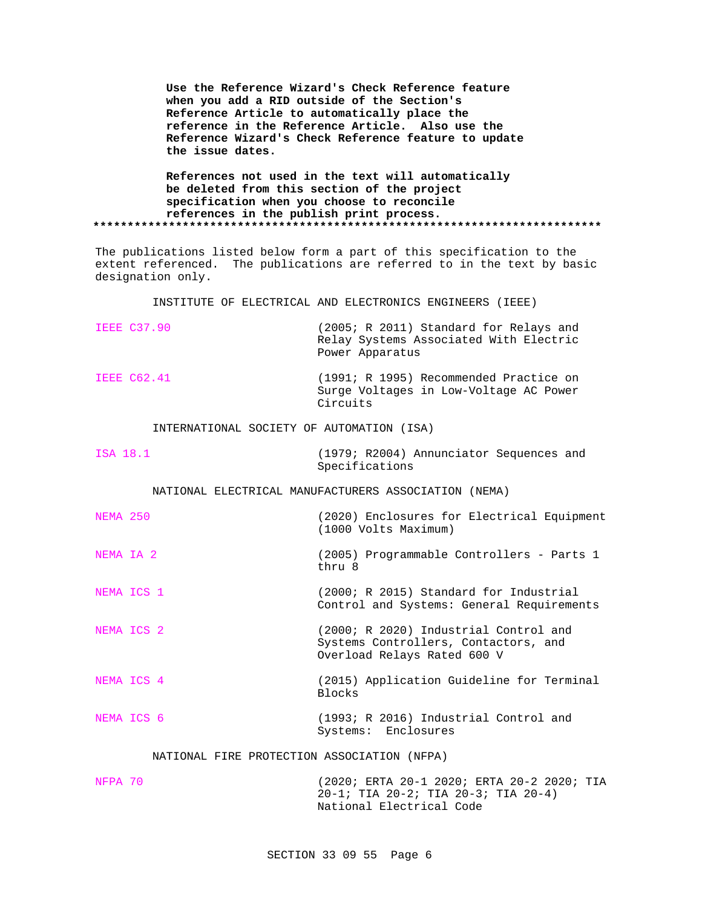**Use the Reference Wizard's Check Reference feature when you add a RID outside of the Section's Reference Article to automatically place the reference in the Reference Article. Also use the Reference Wizard's Check Reference feature to update the issue dates.**

**References not used in the text will automatically be deleted from this section of the project specification when you choose to reconcile references in the publish print process.**

**************************************************************************

The publications listed below form a part of this specification to the extent referenced. The publications are referred to in the text by basic designation only.

INSTITUTE OF ELECTRICAL AND ELECTRONICS ENGINEERS (IEEE)

| | |
|---|---|
| IEEE C37.90 | (2005; R 2011) Standard for Relays and Relay Systems Associated With Electric Power Apparatus |
| IEEE C62.41 | (1991; R 1995) Recommended Practice on Surge Voltages in Low-Voltage AC Power Circuits |

INTERNATIONAL SOCIETY OF AUTOMATION (ISA)

| | |
|---|---|
| ISA 18.1 | (1979; R2004) Annunciator Sequences and Specifications |

NATIONAL ELECTRICAL MANUFACTURERS ASSOCIATION (NEMA)

| | |
|---|---|
| NEMA 250 | (2020) Enclosures for Electrical Equipment (1000 Volts Maximum) |
| NEMA IA 2 | (2005) Programmable Controllers - Parts 1 thru 8 |
| NEMA ICS 1 | (2000; R 2015) Standard for Industrial Control and Systems: General Requirements |
| NEMA ICS 2 | (2000; R 2020) Industrial Control and Systems Controllers, Contactors, and Overload Relays Rated 600 V |
| NEMA ICS 4 | (2015) Application Guideline for Terminal Blocks |
| NEMA ICS 6 | (1993; R 2016) Industrial Control and Systems: Enclosures |

NATIONAL FIRE PROTECTION ASSOCIATION (NFPA)

| | |
|---|---|
| NFPA 70 | (2020; ERTA 20-1 2020; ERTA 20-2 2020; TIA 20-1; TIA 20-2; TIA 20-3; TIA 20-4) National Electrical Code |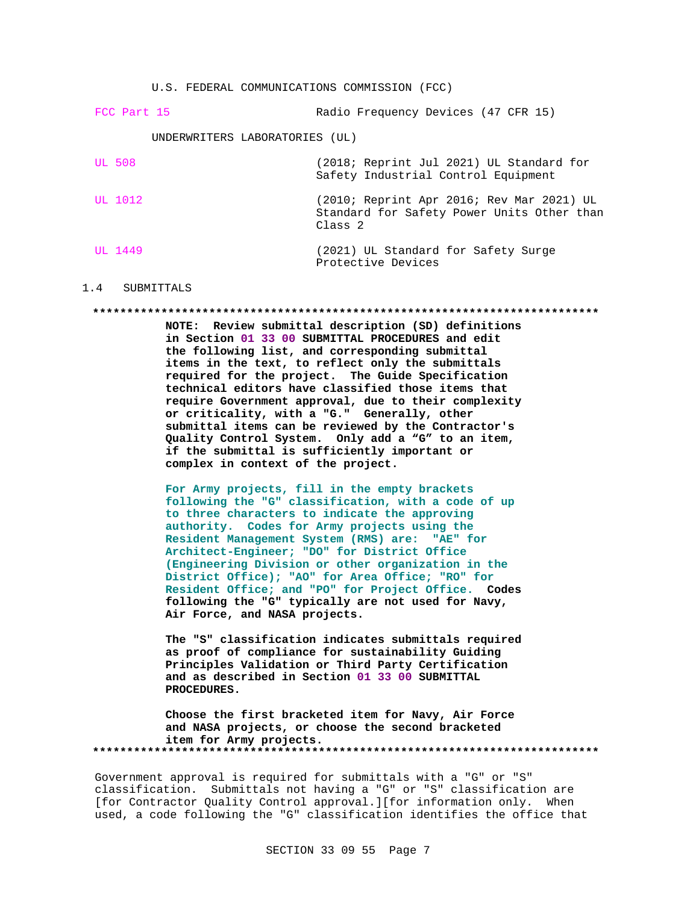U.S. FEDERAL COMMUNICATIONS COMMISSION (FCC)

| | |
|---|---|
| FCC Part 15 | Radio Frequency Devices (47 CFR 15) |

UNDERWRITERS LABORATORIES (UL)

| | |
|---|---|
| UL 508 | (2018; Reprint Jul 2021) UL Standard for Safety Industrial Control Equipment |
| UL 1012 | (2010; Reprint Apr 2016; Rev Mar 2021) UL Standard for Safety Power Units Other than Class 2 |
| UL 1449 | (2021) UL Standard for Safety Surge Protective Devices |

## 1.4 SUBMITTALS

**************************************************************************

**NOTE: Review submittal description (SD) definitions in Section 01 33 00 SUBMITTAL PROCEDURES and edit the following list, and corresponding submittal items in the text, to reflect only the submittals required for the project. The Guide Specification technical editors have classified those items that require Government approval, due to their complexity or criticality, with a "G." Generally, other submittal items can be reviewed by the Contractor's Quality Control System. Only add a "G" to an item, if the submittal is sufficiently important or complex in context of the project.**

**For Army projects, fill in the empty brackets following the "G" classification, with a code of up to three characters to indicate the approving authority. Codes for Army projects using the Resident Management System (RMS) are: "AE" for Architect-Engineer; "DO" for District Office (Engineering Division or other organization in the District Office); "AO" for Area Office; "RO" for Resident Office; and "PO" for Project Office. Codes following the "G" typically are not used for Navy, Air Force, and NASA projects.**

**The "S" classification indicates submittals required as proof of compliance for sustainability Guiding Principles Validation or Third Party Certification and as described in Section 01 33 00 SUBMITTAL PROCEDURES.**

**Choose the first bracketed item for Navy, Air Force and NASA projects, or choose the second bracketed item for Army projects.**

**************************************************************************

Government approval is required for submittals with a "G" or "S" classification. Submittals not having a "G" or "S" classification are [for Contractor Quality Control approval.][for information only. When used, a code following the "G" classification identifies the office that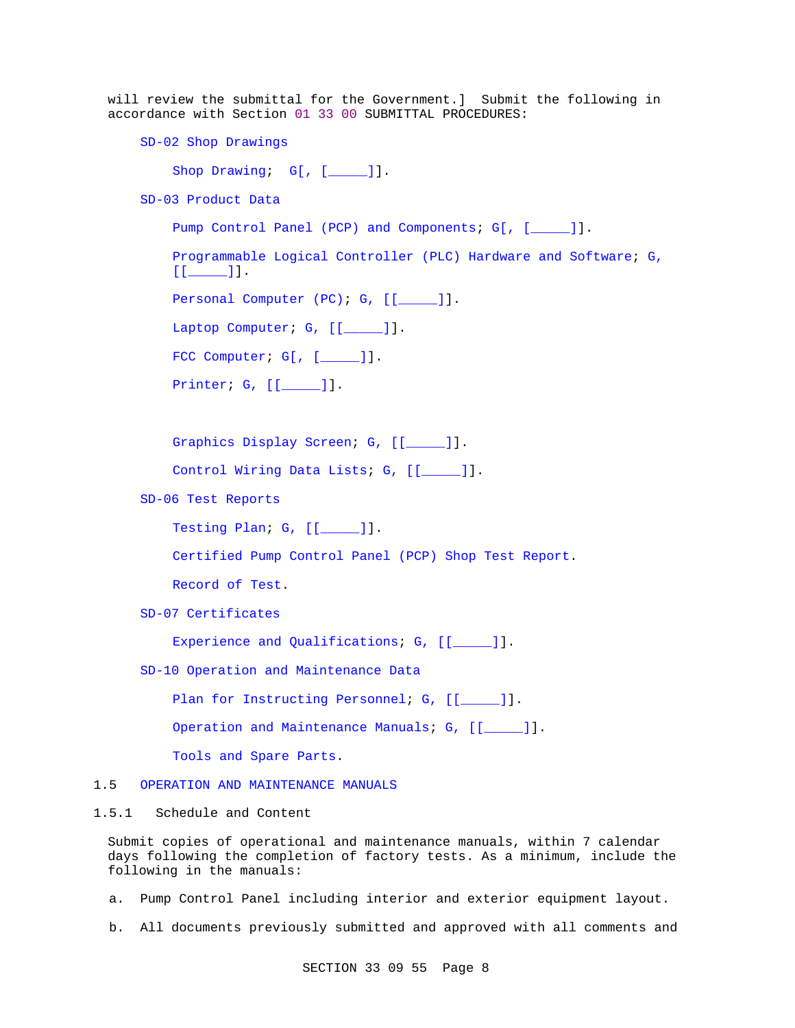will review the submittal for the Government.] Submit the following in accordance with Section 01 33 00 SUBMITTAL PROCEDURES:

SD-02 Shop Drawings

Shop Drawing; G[, [_____]].

SD-03 Product Data

Pump Control Panel (PCP) and Components; G[, [_____]].

Programmable Logical Controller (PLC) Hardware and Software; G, [[_____]].

Personal Computer (PC); G, [[_____]].

Laptop Computer; G, [[_____]].

FCC Computer; G[, [_____]].

Printer; G, [[_____]].

Graphics Display Screen; G, [[_____]].

Control Wiring Data Lists; G, [[_____]].

SD-06 Test Reports

Testing Plan; G, [[_____]].

Certified Pump Control Panel (PCP) Shop Test Report.

Record of Test.

SD-07 Certificates

Experience and Qualifications; G, [[_____]].

SD-10 Operation and Maintenance Data

Plan for Instructing Personnel; G, [[_____]].

Operation and Maintenance Manuals; G, [[_____]].

Tools and Spare Parts.

## 1.5 OPERATION AND MAINTENANCE MANUALS

### 1.5.1 Schedule and Content

Submit copies of operational and maintenance manuals, within 7 calendar days following the completion of factory tests. As a minimum, include the following in the manuals:

a. Pump Control Panel including interior and exterior equipment layout.

b. All documents previously submitted and approved with all comments and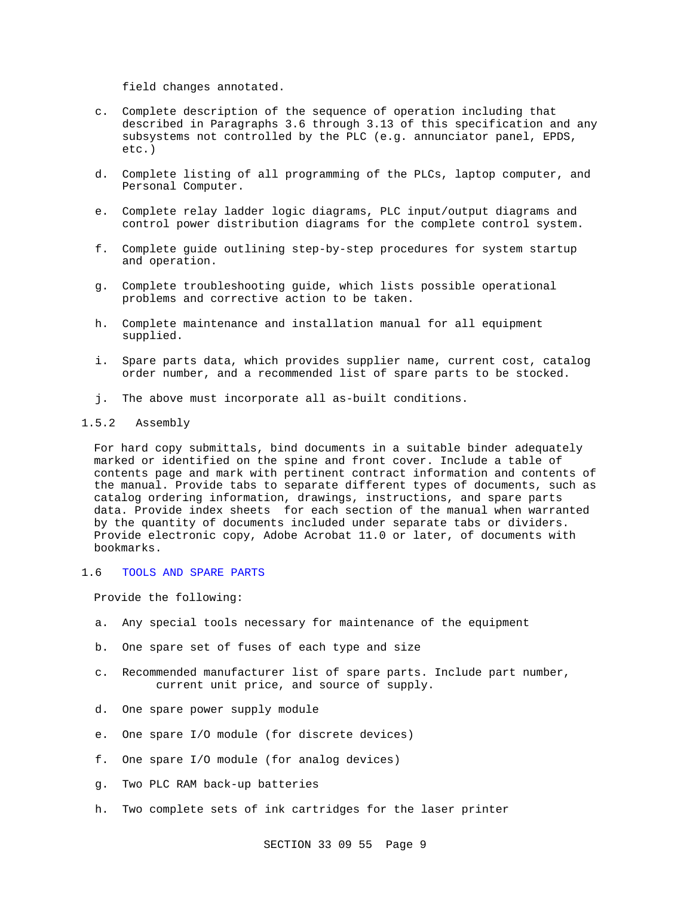field changes annotated.

c. Complete description of the sequence of operation including that described in Paragraphs 3.6 through 3.13 of this specification and any subsystems not controlled by the PLC (e.g. annunciator panel, EPDS, etc.)

d. Complete listing of all programming of the PLCs, laptop computer, and Personal Computer.

e. Complete relay ladder logic diagrams, PLC input/output diagrams and control power distribution diagrams for the complete control system.

f. Complete guide outlining step-by-step procedures for system startup and operation.

g. Complete troubleshooting guide, which lists possible operational problems and corrective action to be taken.

h. Complete maintenance and installation manual for all equipment supplied.

i. Spare parts data, which provides supplier name, current cost, catalog order number, and a recommended list of spare parts to be stocked.

j. The above must incorporate all as-built conditions.

#### 1.5.2 Assembly

For hard copy submittals, bind documents in a suitable binder adequately marked or identified on the spine and front cover. Include a table of contents page and mark with pertinent contract information and contents of the manual. Provide tabs to separate different types of documents, such as catalog ordering information, drawings, instructions, and spare parts data. Provide index sheets for each section of the manual when warranted by the quantity of documents included under separate tabs or dividers. Provide electronic copy, Adobe Acrobat 11.0 or later, of documents with bookmarks.

### 1.6 TOOLS AND SPARE PARTS

Provide the following:

a. Any special tools necessary for maintenance of the equipment

b. One spare set of fuses of each type and size

c. Recommended manufacturer list of spare parts. Include part number, current unit price, and source of supply.

d. One spare power supply module

e. One spare I/O module (for discrete devices)

f. One spare I/O module (for analog devices)

g. Two PLC RAM back-up batteries

h. Two complete sets of ink cartridges for the laser printer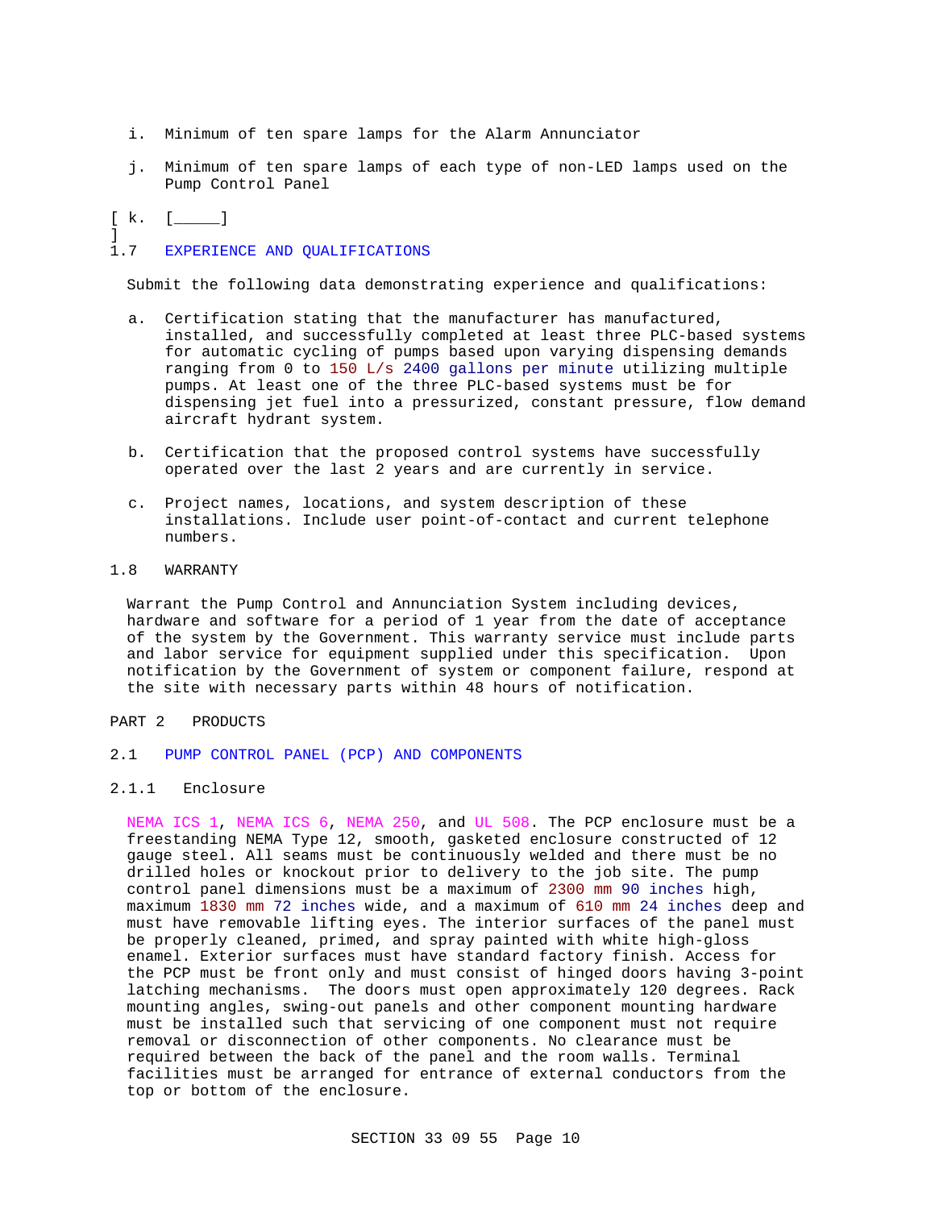i. Minimum of ten spare lamps for the Alarm Annunciator

j. Minimum of ten spare lamps of each type of non-LED lamps used on the Pump Control Panel

[ k. [_____]
]

## 1.7 EXPERIENCE AND QUALIFICATIONS

Submit the following data demonstrating experience and qualifications:

a. Certification stating that the manufacturer has manufactured, installed, and successfully completed at least three PLC-based systems for automatic cycling of pumps based upon varying dispensing demands ranging from 0 to 150 L/s 2400 gallons per minute utilizing multiple pumps. At least one of the three PLC-based systems must be for dispensing jet fuel into a pressurized, constant pressure, flow demand aircraft hydrant system.

b. Certification that the proposed control systems have successfully operated over the last 2 years and are currently in service.

c. Project names, locations, and system description of these installations. Include user point-of-contact and current telephone numbers.

## 1.8 WARRANTY

Warrant the Pump Control and Annunciation System including devices, hardware and software for a period of 1 year from the date of acceptance of the system by the Government. This warranty service must include parts and labor service for equipment supplied under this specification. Upon notification by the Government of system or component failure, respond at the site with necessary parts within 48 hours of notification.

# PART 2 PRODUCTS

## 2.1 PUMP CONTROL PANEL (PCP) AND COMPONENTS

### 2.1.1 Enclosure

NEMA ICS 1, NEMA ICS 6, NEMA 250, and UL 508. The PCP enclosure must be a freestanding NEMA Type 12, smooth, gasketed enclosure constructed of 12 gauge steel. All seams must be continuously welded and there must be no drilled holes or knockout prior to delivery to the job site. The pump control panel dimensions must be a maximum of 2300 mm 90 inches high, maximum 1830 mm 72 inches wide, and a maximum of 610 mm 24 inches deep and must have removable lifting eyes. The interior surfaces of the panel must be properly cleaned, primed, and spray painted with white high-gloss enamel. Exterior surfaces must have standard factory finish. Access for the PCP must be front only and must consist of hinged doors having 3-point latching mechanisms. The doors must open approximately 120 degrees. Rack mounting angles, swing-out panels and other component mounting hardware must be installed such that servicing of one component must not require removal or disconnection of other components. No clearance must be required between the back of the panel and the room walls. Terminal facilities must be arranged for entrance of external conductors from the top or bottom of the enclosure.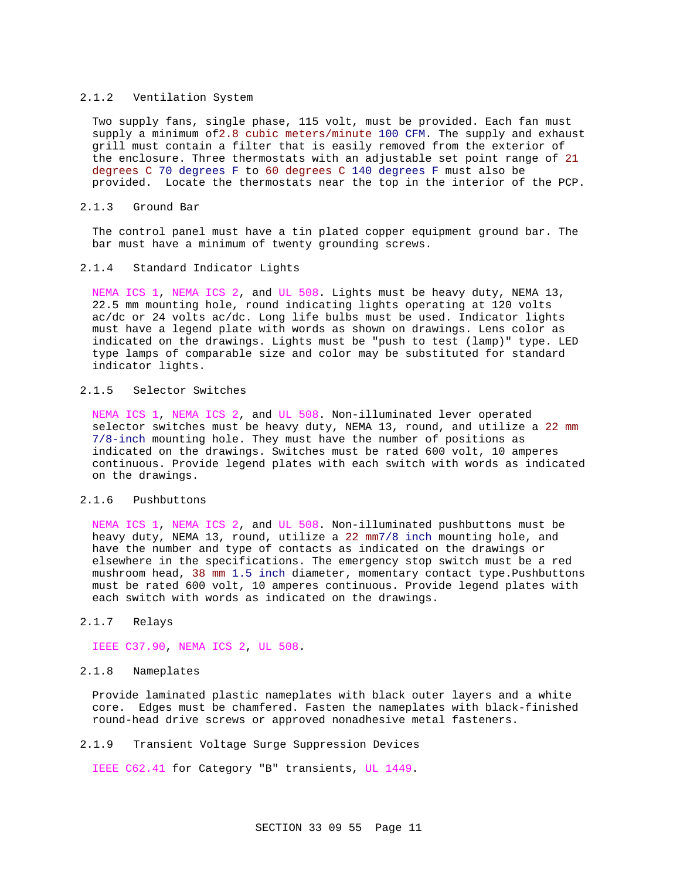### 2.1.2 Ventilation System

Two supply fans, single phase, 115 volt, must be provided. Each fan must supply a minimum of2.8 cubic meters/minute 100 CFM. The supply and exhaust grill must contain a filter that is easily removed from the exterior of the enclosure. Three thermostats with an adjustable set point range of 21 degrees C 70 degrees F to 60 degrees C 140 degrees F must also be provided. Locate the thermostats near the top in the interior of the PCP.

### 2.1.3 Ground Bar

The control panel must have a tin plated copper equipment ground bar. The bar must have a minimum of twenty grounding screws.

### 2.1.4 Standard Indicator Lights

NEMA ICS 1, NEMA ICS 2, and UL 508. Lights must be heavy duty, NEMA 13, 22.5 mm mounting hole, round indicating lights operating at 120 volts ac/dc or 24 volts ac/dc. Long life bulbs must be used. Indicator lights must have a legend plate with words as shown on drawings. Lens color as indicated on the drawings. Lights must be "push to test (lamp)" type. LED type lamps of comparable size and color may be substituted for standard indicator lights.

### 2.1.5 Selector Switches

NEMA ICS 1, NEMA ICS 2, and UL 508. Non-illuminated lever operated selector switches must be heavy duty, NEMA 13, round, and utilize a 22 mm 7/8-inch mounting hole. They must have the number of positions as indicated on the drawings. Switches must be rated 600 volt, 10 amperes continuous. Provide legend plates with each switch with words as indicated on the drawings.

### 2.1.6 Pushbuttons

NEMA ICS 1, NEMA ICS 2, and UL 508. Non-illuminated pushbuttons must be heavy duty, NEMA 13, round, utilize a 22 mm7/8 inch mounting hole, and have the number and type of contacts as indicated on the drawings or elsewhere in the specifications. The emergency stop switch must be a red mushroom head, 38 mm 1.5 inch diameter, momentary contact type.Pushbuttons must be rated 600 volt, 10 amperes continuous. Provide legend plates with each switch with words as indicated on the drawings.

### 2.1.7 Relays

IEEE C37.90, NEMA ICS 2, UL 508.

### 2.1.8 Nameplates

Provide laminated plastic nameplates with black outer layers and a white core. Edges must be chamfered. Fasten the nameplates with black-finished round-head drive screws or approved nonadhesive metal fasteners.

### 2.1.9 Transient Voltage Surge Suppression Devices

IEEE C62.41 for Category "B" transients, UL 1449.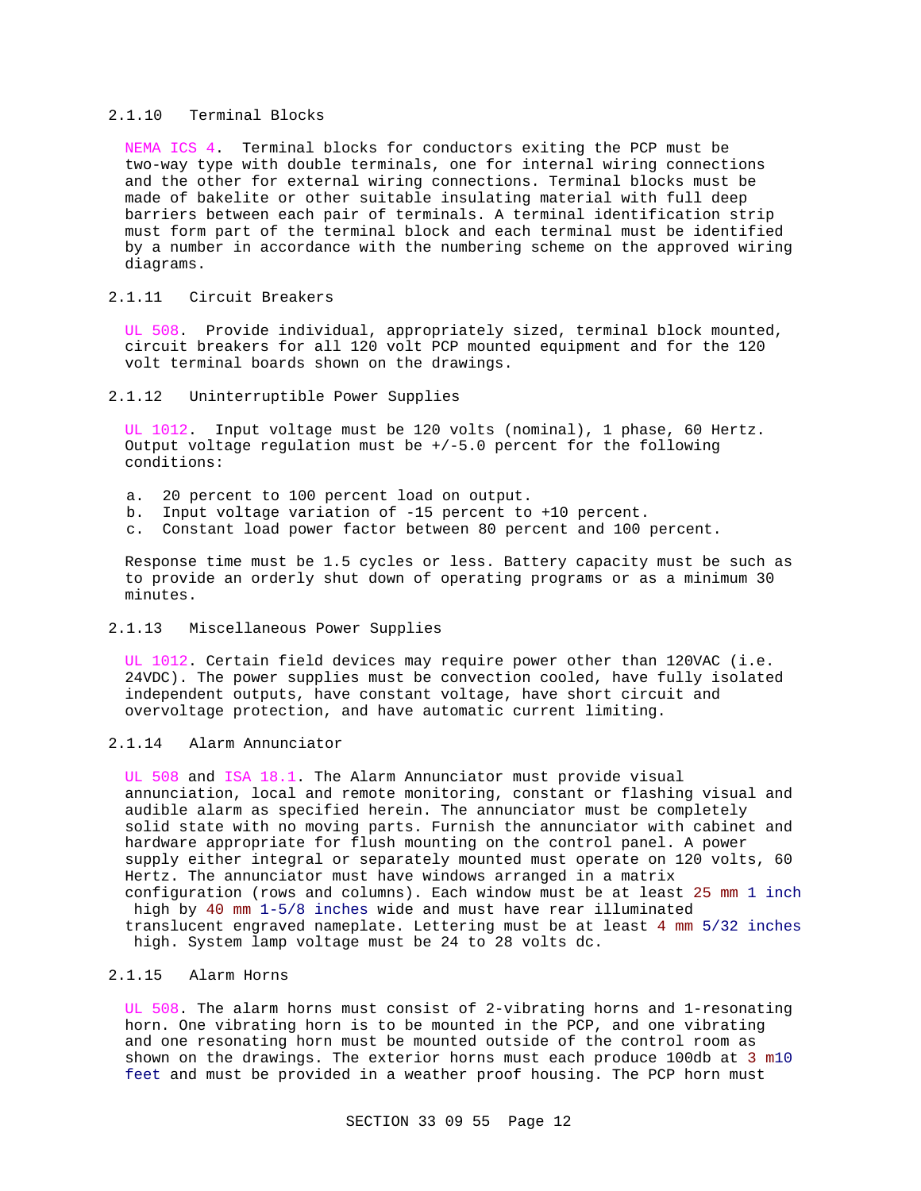### 2.1.10 Terminal Blocks

NEMA ICS 4. Terminal blocks for conductors exiting the PCP must be two-way type with double terminals, one for internal wiring connections and the other for external wiring connections. Terminal blocks must be made of bakelite or other suitable insulating material with full deep barriers between each pair of terminals. A terminal identification strip must form part of the terminal block and each terminal must be identified by a number in accordance with the numbering scheme on the approved wiring diagrams.

### 2.1.11 Circuit Breakers

UL 508. Provide individual, appropriately sized, terminal block mounted, circuit breakers for all 120 volt PCP mounted equipment and for the 120 volt terminal boards shown on the drawings.

### 2.1.12 Uninterruptible Power Supplies

UL 1012. Input voltage must be 120 volts (nominal), 1 phase, 60 Hertz. Output voltage regulation must be +/-5.0 percent for the following conditions:

a. 20 percent to 100 percent load on output.
b. Input voltage variation of -15 percent to +10 percent.
c. Constant load power factor between 80 percent and 100 percent.

Response time must be 1.5 cycles or less. Battery capacity must be such as to provide an orderly shut down of operating programs or as a minimum 30 minutes.

### 2.1.13 Miscellaneous Power Supplies

UL 1012. Certain field devices may require power other than 120VAC (i.e. 24VDC). The power supplies must be convection cooled, have fully isolated independent outputs, have constant voltage, have short circuit and overvoltage protection, and have automatic current limiting.

### 2.1.14 Alarm Annunciator

UL 508 and ISA 18.1. The Alarm Annunciator must provide visual annunciation, local and remote monitoring, constant or flashing visual and audible alarm as specified herein. The annunciator must be completely solid state with no moving parts. Furnish the annunciator with cabinet and hardware appropriate for flush mounting on the control panel. A power supply either integral or separately mounted must operate on 120 volts, 60 Hertz. The annunciator must have windows arranged in a matrix configuration (rows and columns). Each window must be at least 25 mm 1 inch high by 40 mm 1-5/8 inches wide and must have rear illuminated translucent engraved nameplate. Lettering must be at least 4 mm 5/32 inches high. System lamp voltage must be 24 to 28 volts dc.

### 2.1.15 Alarm Horns

UL 508. The alarm horns must consist of 2-vibrating horns and 1-resonating horn. One vibrating horn is to be mounted in the PCP, and one vibrating and one resonating horn must be mounted outside of the control room as shown on the drawings. The exterior horns must each produce 100db at 3 m10 feet and must be provided in a weather proof housing. The PCP horn must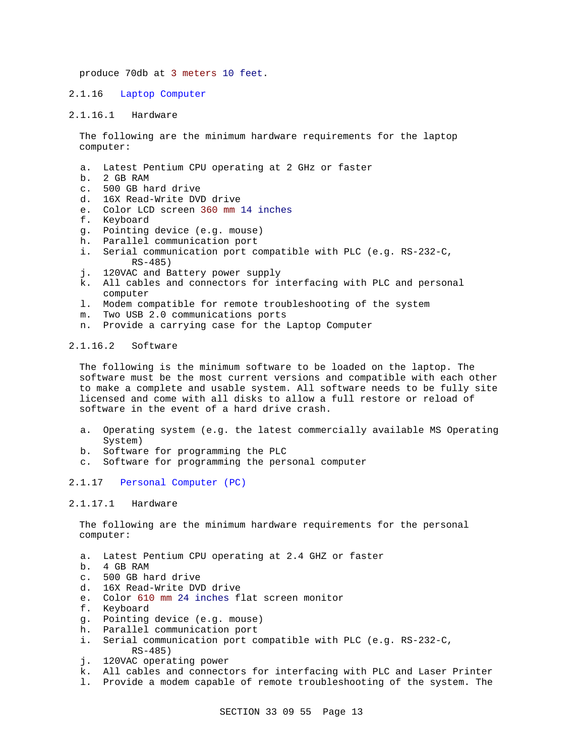produce 70db at 3 meters 10 feet.

### 2.1.16 Laptop Computer

#### 2.1.16.1 Hardware

The following are the minimum hardware requirements for the laptop computer:

a. Latest Pentium CPU operating at 2 GHz or faster
b. 2 GB RAM
c. 500 GB hard drive
d. 16X Read-Write DVD drive
e. Color LCD screen 360 mm 14 inches
f. Keyboard
g. Pointing device (e.g. mouse)
h. Parallel communication port
i. Serial communication port compatible with PLC (e.g. RS-232-C, RS-485)
j. 120VAC and Battery power supply
k. All cables and connectors for interfacing with PLC and personal computer
l. Modem compatible for remote troubleshooting of the system
m. Two USB 2.0 communications ports
n. Provide a carrying case for the Laptop Computer

#### 2.1.16.2 Software

The following is the minimum software to be loaded on the laptop. The software must be the most current versions and compatible with each other to make a complete and usable system. All software needs to be fully site licensed and come with all disks to allow a full restore or reload of software in the event of a hard drive crash.

a. Operating system (e.g. the latest commercially available MS Operating System)
b. Software for programming the PLC
c. Software for programming the personal computer

### 2.1.17 Personal Computer (PC)

#### 2.1.17.1 Hardware

The following are the minimum hardware requirements for the personal computer:

a. Latest Pentium CPU operating at 2.4 GHZ or faster
b. 4 GB RAM
c. 500 GB hard drive
d. 16X Read-Write DVD drive
e. Color 610 mm 24 inches flat screen monitor
f. Keyboard
g. Pointing device (e.g. mouse)
h. Parallel communication port
i. Serial communication port compatible with PLC (e.g. RS-232-C, RS-485)
j. 120VAC operating power
k. All cables and connectors for interfacing with PLC and Laser Printer
l. Provide a modem capable of remote troubleshooting of the system. The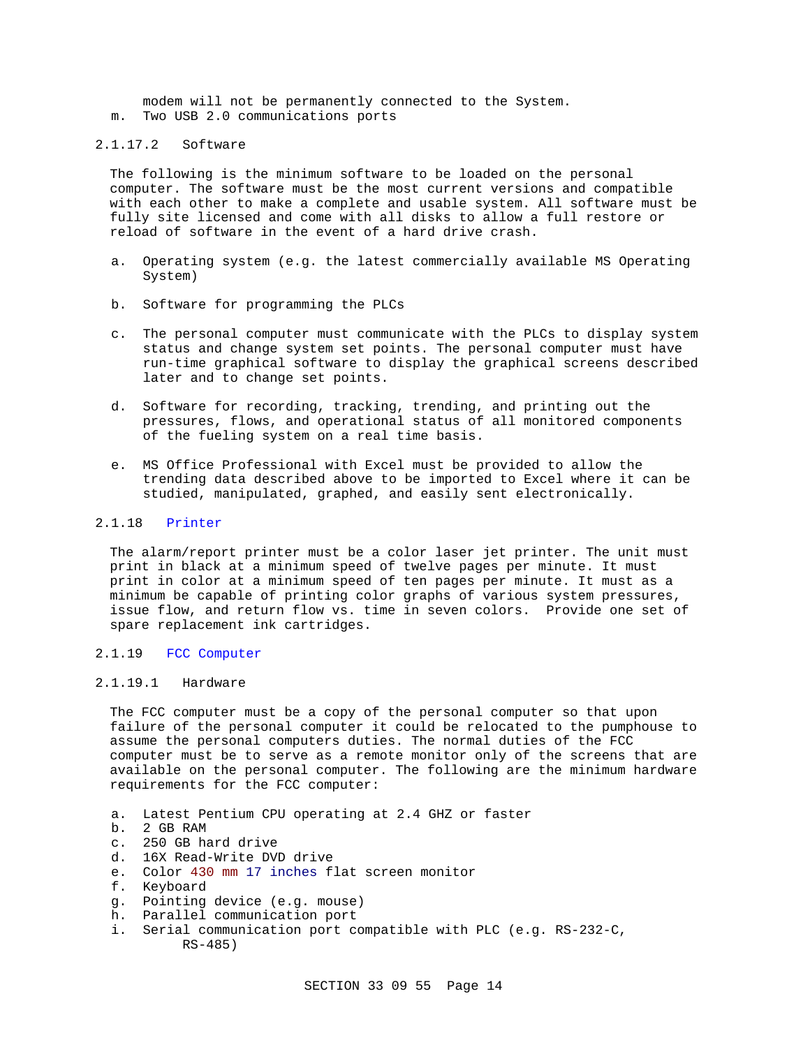modem will not be permanently connected to the System.

m. Two USB 2.0 communications ports

#### 2.1.17.2 Software

The following is the minimum software to be loaded on the personal computer. The software must be the most current versions and compatible with each other to make a complete and usable system. All software must be fully site licensed and come with all disks to allow a full restore or reload of software in the event of a hard drive crash.

a. Operating system (e.g. the latest commercially available MS Operating System)

b. Software for programming the PLCs

c. The personal computer must communicate with the PLCs to display system status and change system set points. The personal computer must have run-time graphical software to display the graphical screens described later and to change set points.

d. Software for recording, tracking, trending, and printing out the pressures, flows, and operational status of all monitored components of the fueling system on a real time basis.

e. MS Office Professional with Excel must be provided to allow the trending data described above to be imported to Excel where it can be studied, manipulated, graphed, and easily sent electronically.

### 2.1.18 Printer

The alarm/report printer must be a color laser jet printer. The unit must print in black at a minimum speed of twelve pages per minute. It must print in color at a minimum speed of ten pages per minute. It must as a minimum be capable of printing color graphs of various system pressures, issue flow, and return flow vs. time in seven colors. Provide one set of spare replacement ink cartridges.

### 2.1.19 FCC Computer

#### 2.1.19.1 Hardware

The FCC computer must be a copy of the personal computer so that upon failure of the personal computer it could be relocated to the pumphouse to assume the personal computers duties. The normal duties of the FCC computer must be to serve as a remote monitor only of the screens that are available on the personal computer. The following are the minimum hardware requirements for the FCC computer:

a. Latest Pentium CPU operating at 2.4 GHZ or faster
b. 2 GB RAM
c. 250 GB hard drive
d. 16X Read-Write DVD drive
e. Color 430 mm 17 inches flat screen monitor
f. Keyboard
g. Pointing device (e.g. mouse)
h. Parallel communication port
i. Serial communication port compatible with PLC (e.g. RS-232-C, RS-485)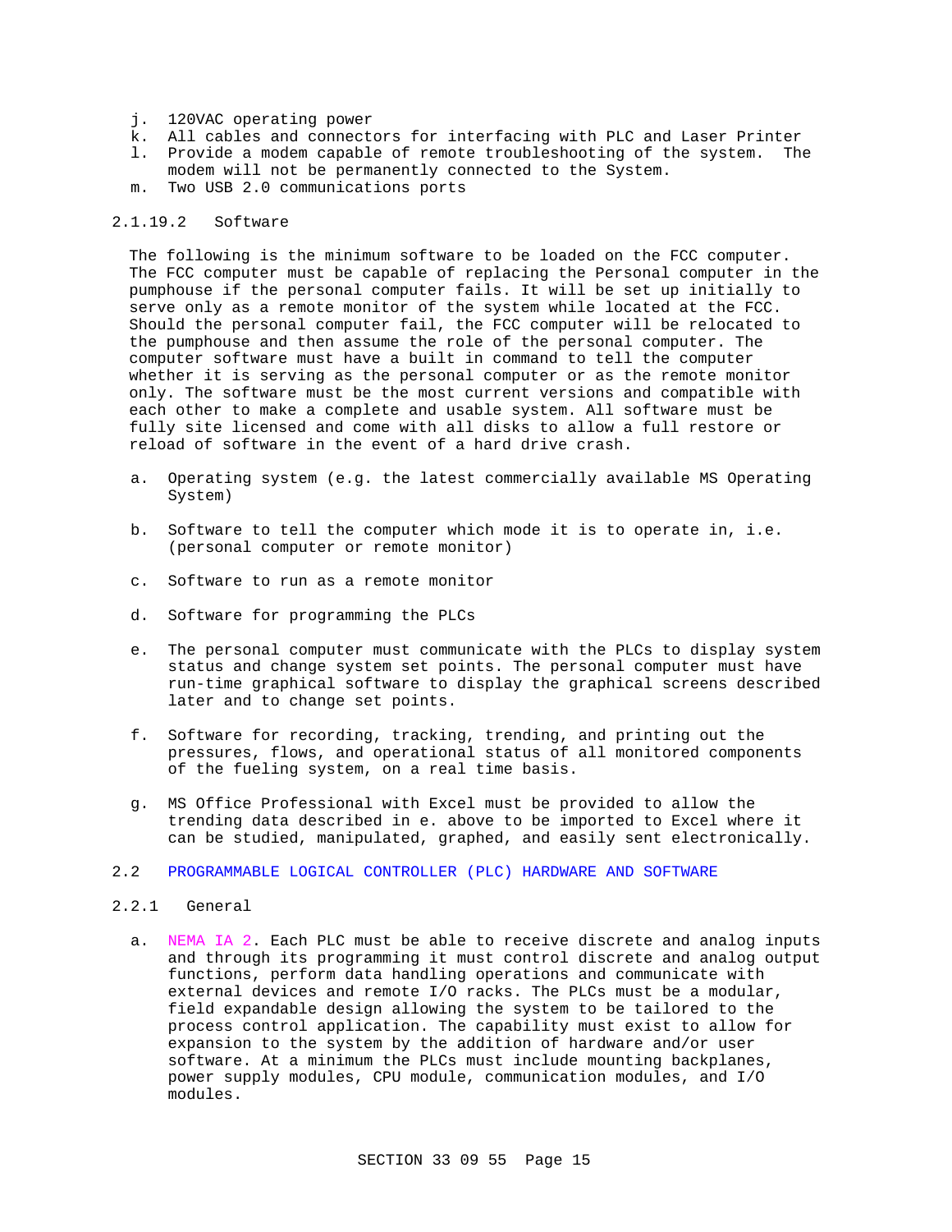j. 120VAC operating power
k. All cables and connectors for interfacing with PLC and Laser Printer
l. Provide a modem capable of remote troubleshooting of the system. The modem will not be permanently connected to the System.
m. Two USB 2.0 communications ports

#### 2.1.19.2 Software

The following is the minimum software to be loaded on the FCC computer. The FCC computer must be capable of replacing the Personal computer in the pumphouse if the personal computer fails. It will be set up initially to serve only as a remote monitor of the system while located at the FCC. Should the personal computer fail, the FCC computer will be relocated to the pumphouse and then assume the role of the personal computer. The computer software must have a built in command to tell the computer whether it is serving as the personal computer or as the remote monitor only. The software must be the most current versions and compatible with each other to make a complete and usable system. All software must be fully site licensed and come with all disks to allow a full restore or reload of software in the event of a hard drive crash.

a. Operating system (e.g. the latest commercially available MS Operating System)

b. Software to tell the computer which mode it is to operate in, i.e. (personal computer or remote monitor)

c. Software to run as a remote monitor

d. Software for programming the PLCs

e. The personal computer must communicate with the PLCs to display system status and change system set points. The personal computer must have run-time graphical software to display the graphical screens described later and to change set points.

f. Software for recording, tracking, trending, and printing out the pressures, flows, and operational status of all monitored components of the fueling system, on a real time basis.

g. MS Office Professional with Excel must be provided to allow the trending data described in e. above to be imported to Excel where it can be studied, manipulated, graphed, and easily sent electronically.

## 2.2 PROGRAMMABLE LOGICAL CONTROLLER (PLC) HARDWARE AND SOFTWARE

### 2.2.1 General

a. NEMA IA 2. Each PLC must be able to receive discrete and analog inputs and through its programming it must control discrete and analog output functions, perform data handling operations and communicate with external devices and remote I/O racks. The PLCs must be a modular, field expandable design allowing the system to be tailored to the process control application. The capability must exist to allow for expansion to the system by the addition of hardware and/or user software. At a minimum the PLCs must include mounting backplanes, power supply modules, CPU module, communication modules, and I/O modules.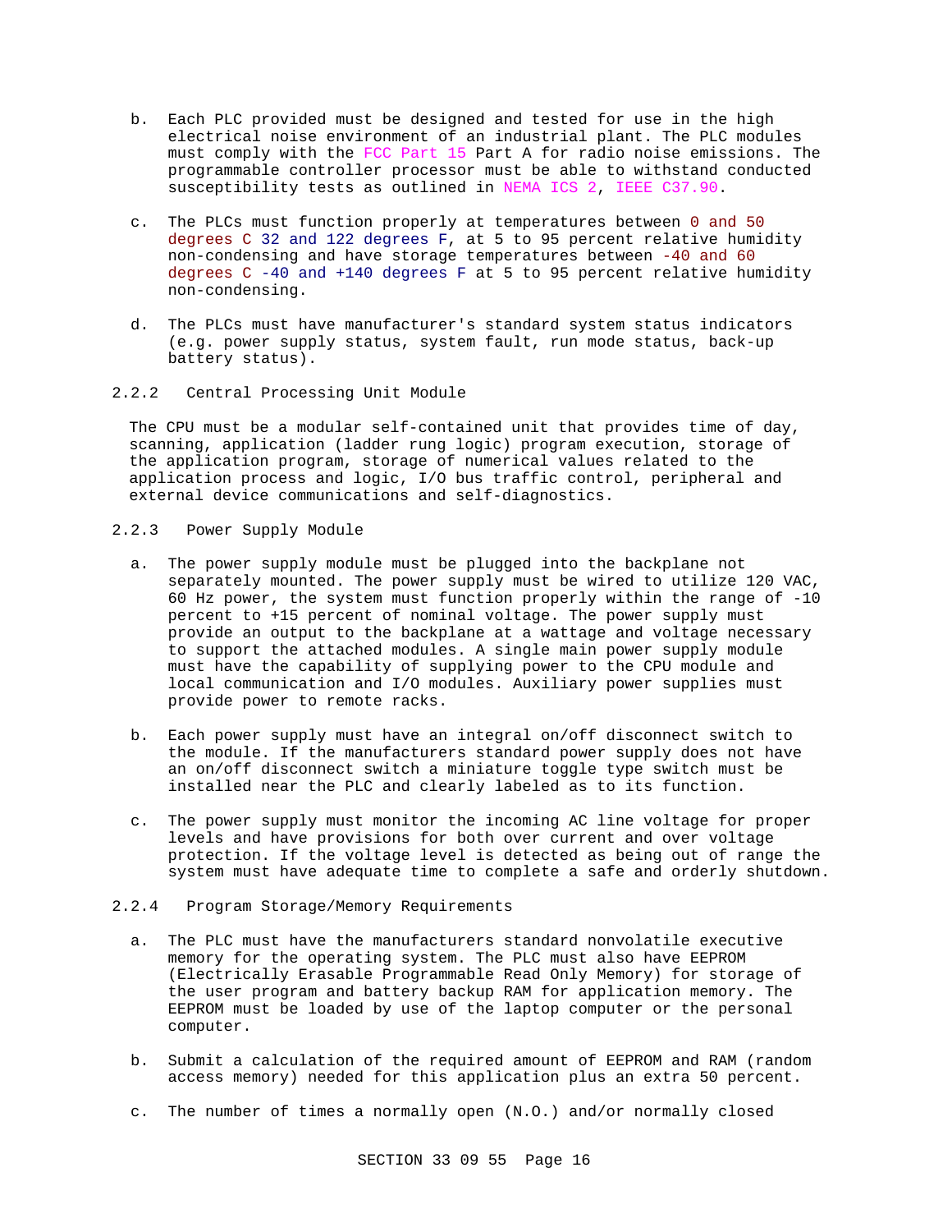b. Each PLC provided must be designed and tested for use in the high electrical noise environment of an industrial plant. The PLC modules must comply with the FCC Part 15 Part A for radio noise emissions. The programmable controller processor must be able to withstand conducted susceptibility tests as outlined in NEMA ICS 2, IEEE C37.90.

c. The PLCs must function properly at temperatures between 0 and 50 degrees C 32 and 122 degrees F, at 5 to 95 percent relative humidity non-condensing and have storage temperatures between -40 and 60 degrees C -40 and +140 degrees F at 5 to 95 percent relative humidity non-condensing.

d. The PLCs must have manufacturer's standard system status indicators (e.g. power supply status, system fault, run mode status, back-up battery status).

### 2.2.2 Central Processing Unit Module

The CPU must be a modular self-contained unit that provides time of day, scanning, application (ladder rung logic) program execution, storage of the application program, storage of numerical values related to the application process and logic, I/O bus traffic control, peripheral and external device communications and self-diagnostics.

### 2.2.3 Power Supply Module

a. The power supply module must be plugged into the backplane not separately mounted. The power supply must be wired to utilize 120 VAC, 60 Hz power, the system must function properly within the range of -10 percent to +15 percent of nominal voltage. The power supply must provide an output to the backplane at a wattage and voltage necessary to support the attached modules. A single main power supply module must have the capability of supplying power to the CPU module and local communication and I/O modules. Auxiliary power supplies must provide power to remote racks.

b. Each power supply must have an integral on/off disconnect switch to the module. If the manufacturers standard power supply does not have an on/off disconnect switch a miniature toggle type switch must be installed near the PLC and clearly labeled as to its function.

c. The power supply must monitor the incoming AC line voltage for proper levels and have provisions for both over current and over voltage protection. If the voltage level is detected as being out of range the system must have adequate time to complete a safe and orderly shutdown.

### 2.2.4 Program Storage/Memory Requirements

a. The PLC must have the manufacturers standard nonvolatile executive memory for the operating system. The PLC must also have EEPROM (Electrically Erasable Programmable Read Only Memory) for storage of the user program and battery backup RAM for application memory. The EEPROM must be loaded by use of the laptop computer or the personal computer.

b. Submit a calculation of the required amount of EEPROM and RAM (random access memory) needed for this application plus an extra 50 percent.

c. The number of times a normally open (N.O.) and/or normally closed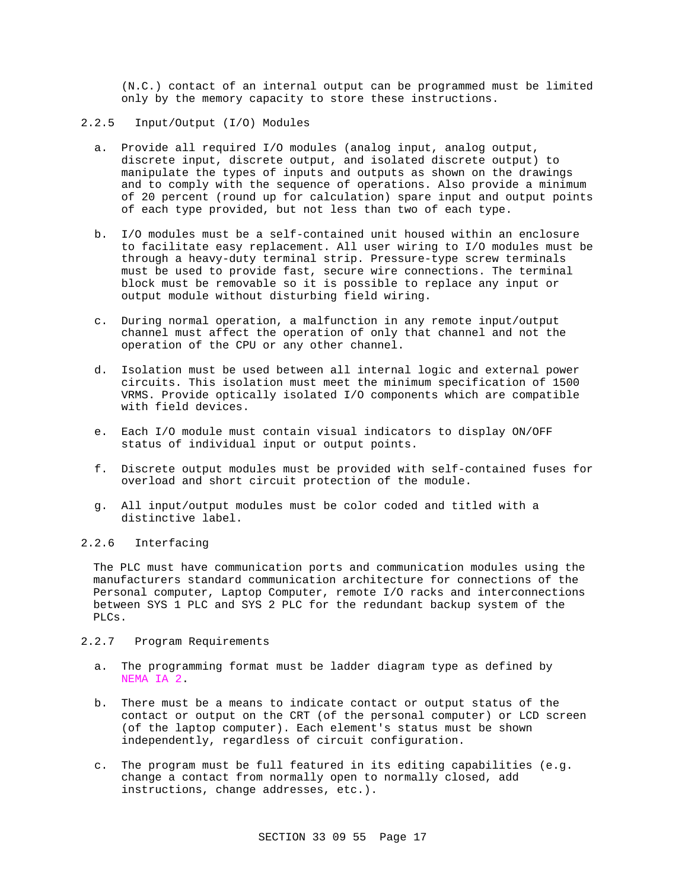(N.C.) contact of an internal output can be programmed must be limited only by the memory capacity to store these instructions.

#### 2.2.5 Input/Output (I/O) Modules

a. Provide all required I/O modules (analog input, analog output, discrete input, discrete output, and isolated discrete output) to manipulate the types of inputs and outputs as shown on the drawings and to comply with the sequence of operations. Also provide a minimum of 20 percent (round up for calculation) spare input and output points of each type provided, but not less than two of each type.

b. I/O modules must be a self-contained unit housed within an enclosure to facilitate easy replacement. All user wiring to I/O modules must be through a heavy-duty terminal strip. Pressure-type screw terminals must be used to provide fast, secure wire connections. The terminal block must be removable so it is possible to replace any input or output module without disturbing field wiring.

c. During normal operation, a malfunction in any remote input/output channel must affect the operation of only that channel and not the operation of the CPU or any other channel.

d. Isolation must be used between all internal logic and external power circuits. This isolation must meet the minimum specification of 1500 VRMS. Provide optically isolated I/O components which are compatible with field devices.

e. Each I/O module must contain visual indicators to display ON/OFF status of individual input or output points.

f. Discrete output modules must be provided with self-contained fuses for overload and short circuit protection of the module.

g. All input/output modules must be color coded and titled with a distinctive label.

#### 2.2.6 Interfacing

The PLC must have communication ports and communication modules using the manufacturers standard communication architecture for connections of the Personal computer, Laptop Computer, remote I/O racks and interconnections between SYS 1 PLC and SYS 2 PLC for the redundant backup system of the PLCs.

#### 2.2.7 Program Requirements

a. The programming format must be ladder diagram type as defined by NEMA IA 2.

b. There must be a means to indicate contact or output status of the contact or output on the CRT (of the personal computer) or LCD screen (of the laptop computer). Each element's status must be shown independently, regardless of circuit configuration.

c. The program must be full featured in its editing capabilities (e.g. change a contact from normally open to normally closed, add instructions, change addresses, etc.).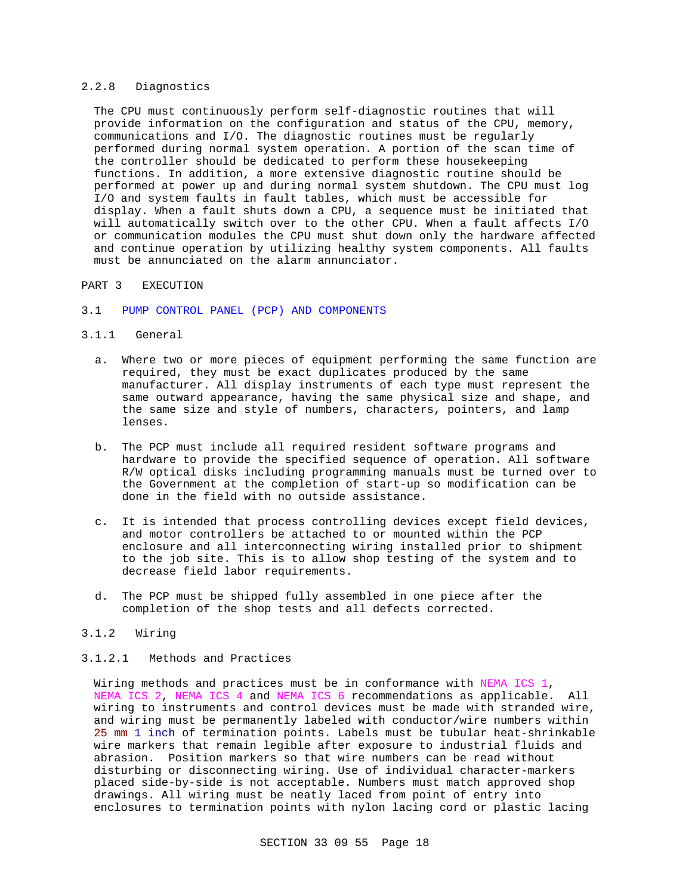#### 2.2.8 Diagnostics

The CPU must continuously perform self-diagnostic routines that will provide information on the configuration and status of the CPU, memory, communications and I/O. The diagnostic routines must be regularly performed during normal system operation. A portion of the scan time of the controller should be dedicated to perform these housekeeping functions. In addition, a more extensive diagnostic routine should be performed at power up and during normal system shutdown. The CPU must log I/O and system faults in fault tables, which must be accessible for display. When a fault shuts down a CPU, a sequence must be initiated that will automatically switch over to the other CPU. When a fault affects I/O or communication modules the CPU must shut down only the hardware affected and continue operation by utilizing healthy system components. All faults must be annunciated on the alarm annunciator.

# PART 3 EXECUTION

## 3.1 PUMP CONTROL PANEL (PCP) AND COMPONENTS

### 3.1.1 General

a. Where two or more pieces of equipment performing the same function are required, they must be exact duplicates produced by the same manufacturer. All display instruments of each type must represent the same outward appearance, having the same physical size and shape, and the same size and style of numbers, characters, pointers, and lamp lenses.

b. The PCP must include all required resident software programs and hardware to provide the specified sequence of operation. All software R/W optical disks including programming manuals must be turned over to the Government at the completion of start-up so modification can be done in the field with no outside assistance.

c. It is intended that process controlling devices except field devices, and motor controllers be attached to or mounted within the PCP enclosure and all interconnecting wiring installed prior to shipment to the job site. This is to allow shop testing of the system and to decrease field labor requirements.

d. The PCP must be shipped fully assembled in one piece after the completion of the shop tests and all defects corrected.

### 3.1.2 Wiring

#### 3.1.2.1 Methods and Practices

Wiring methods and practices must be in conformance with NEMA ICS 1, NEMA ICS 2, NEMA ICS 4 and NEMA ICS 6 recommendations as applicable. All wiring to instruments and control devices must be made with stranded wire, and wiring must be permanently labeled with conductor/wire numbers within 25 mm 1 inch of termination points. Labels must be tubular heat-shrinkable wire markers that remain legible after exposure to industrial fluids and abrasion. Position markers so that wire numbers can be read without disturbing or disconnecting wiring. Use of individual character-markers placed side-by-side is not acceptable. Numbers must match approved shop drawings. All wiring must be neatly laced from point of entry into enclosures to termination points with nylon lacing cord or plastic lacing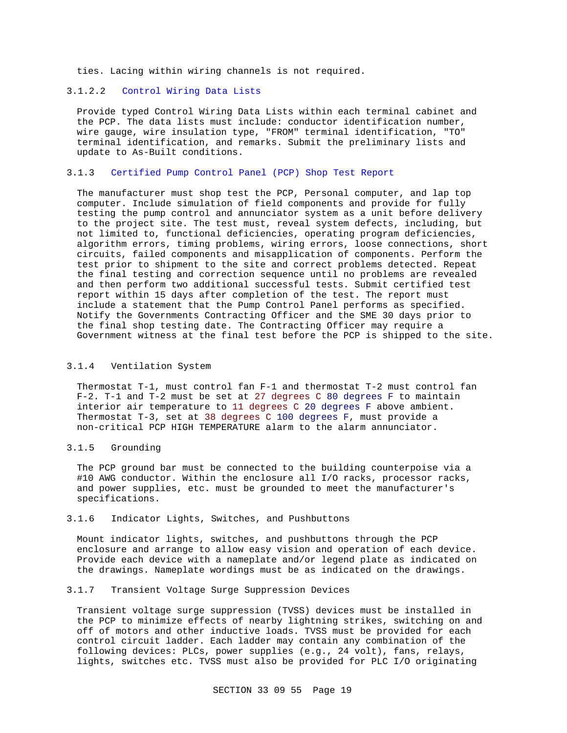ties. Lacing within wiring channels is not required.

#### 3.1.2.2 Control Wiring Data Lists

Provide typed Control Wiring Data Lists within each terminal cabinet and the PCP. The data lists must include: conductor identification number, wire gauge, wire insulation type, "FROM" terminal identification, "TO" terminal identification, and remarks. Submit the preliminary lists and update to As-Built conditions.

### 3.1.3 Certified Pump Control Panel (PCP) Shop Test Report

The manufacturer must shop test the PCP, Personal computer, and lap top computer. Include simulation of field components and provide for fully testing the pump control and annunciator system as a unit before delivery to the project site. The test must, reveal system defects, including, but not limited to, functional deficiencies, operating program deficiencies, algorithm errors, timing problems, wiring errors, loose connections, short circuits, failed components and misapplication of components. Perform the test prior to shipment to the site and correct problems detected. Repeat the final testing and correction sequence until no problems are revealed and then perform two additional successful tests. Submit certified test report within 15 days after completion of the test. The report must include a statement that the Pump Control Panel performs as specified. Notify the Governments Contracting Officer and the SME 30 days prior to the final shop testing date. The Contracting Officer may require a Government witness at the final test before the PCP is shipped to the site.

### 3.1.4 Ventilation System

Thermostat T-1, must control fan F-1 and thermostat T-2 must control fan F-2. T-1 and T-2 must be set at 27 degrees C 80 degrees F to maintain interior air temperature to 11 degrees C 20 degrees F above ambient. Thermostat T-3, set at 38 degrees C 100 degrees F, must provide a non-critical PCP HIGH TEMPERATURE alarm to the alarm annunciator.

### 3.1.5 Grounding

The PCP ground bar must be connected to the building counterpoise via a #10 AWG conductor. Within the enclosure all I/O racks, processor racks, and power supplies, etc. must be grounded to meet the manufacturer's specifications.

### 3.1.6 Indicator Lights, Switches, and Pushbuttons

Mount indicator lights, switches, and pushbuttons through the PCP enclosure and arrange to allow easy vision and operation of each device. Provide each device with a nameplate and/or legend plate as indicated on the drawings. Nameplate wordings must be as indicated on the drawings.

### 3.1.7 Transient Voltage Surge Suppression Devices

Transient voltage surge suppression (TVSS) devices must be installed in the PCP to minimize effects of nearby lightning strikes, switching on and off of motors and other inductive loads. TVSS must be provided for each control circuit ladder. Each ladder may contain any combination of the following devices: PLCs, power supplies (e.g., 24 volt), fans, relays, lights, switches etc. TVSS must also be provided for PLC I/O originating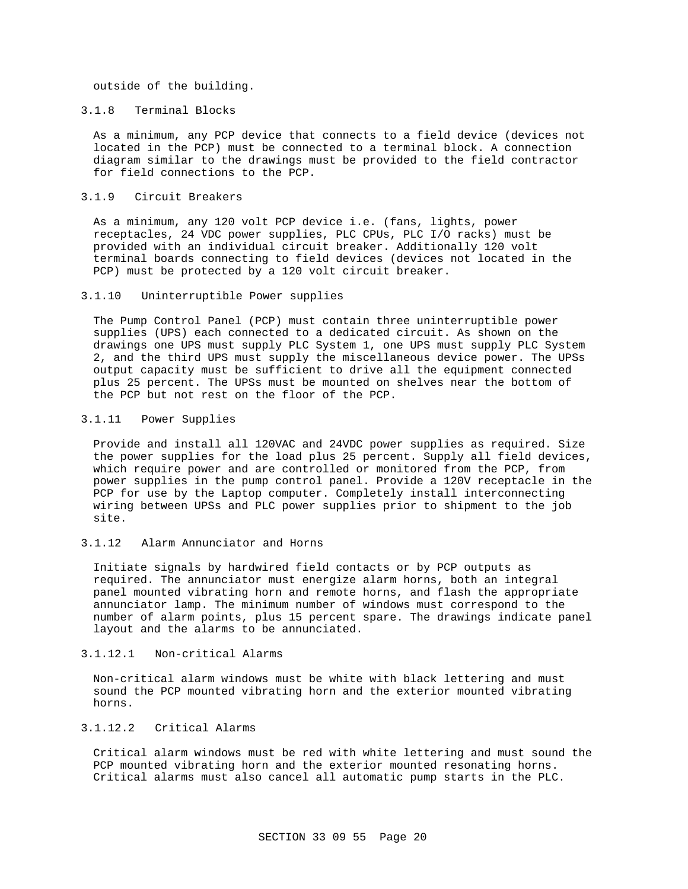outside of the building.

### 3.1.8 Terminal Blocks

As a minimum, any PCP device that connects to a field device (devices not located in the PCP) must be connected to a terminal block. A connection diagram similar to the drawings must be provided to the field contractor for field connections to the PCP.

### 3.1.9 Circuit Breakers

As a minimum, any 120 volt PCP device i.e. (fans, lights, power receptacles, 24 VDC power supplies, PLC CPUs, PLC I/O racks) must be provided with an individual circuit breaker. Additionally 120 volt terminal boards connecting to field devices (devices not located in the PCP) must be protected by a 120 volt circuit breaker.

### 3.1.10 Uninterruptible Power supplies

The Pump Control Panel (PCP) must contain three uninterruptible power supplies (UPS) each connected to a dedicated circuit. As shown on the drawings one UPS must supply PLC System 1, one UPS must supply PLC System 2, and the third UPS must supply the miscellaneous device power. The UPSs output capacity must be sufficient to drive all the equipment connected plus 25 percent. The UPSs must be mounted on shelves near the bottom of the PCP but not rest on the floor of the PCP.

### 3.1.11 Power Supplies

Provide and install all 120VAC and 24VDC power supplies as required. Size the power supplies for the load plus 25 percent. Supply all field devices, which require power and are controlled or monitored from the PCP, from power supplies in the pump control panel. Provide a 120V receptacle in the PCP for use by the Laptop computer. Completely install interconnecting wiring between UPSs and PLC power supplies prior to shipment to the job site.

### 3.1.12 Alarm Annunciator and Horns

Initiate signals by hardwired field contacts or by PCP outputs as required. The annunciator must energize alarm horns, both an integral panel mounted vibrating horn and remote horns, and flash the appropriate annunciator lamp. The minimum number of windows must correspond to the number of alarm points, plus 15 percent spare. The drawings indicate panel layout and the alarms to be annunciated.

#### 3.1.12.1 Non-critical Alarms

Non-critical alarm windows must be white with black lettering and must sound the PCP mounted vibrating horn and the exterior mounted vibrating horns.

#### 3.1.12.2 Critical Alarms

Critical alarm windows must be red with white lettering and must sound the PCP mounted vibrating horn and the exterior mounted resonating horns. Critical alarms must also cancel all automatic pump starts in the PLC.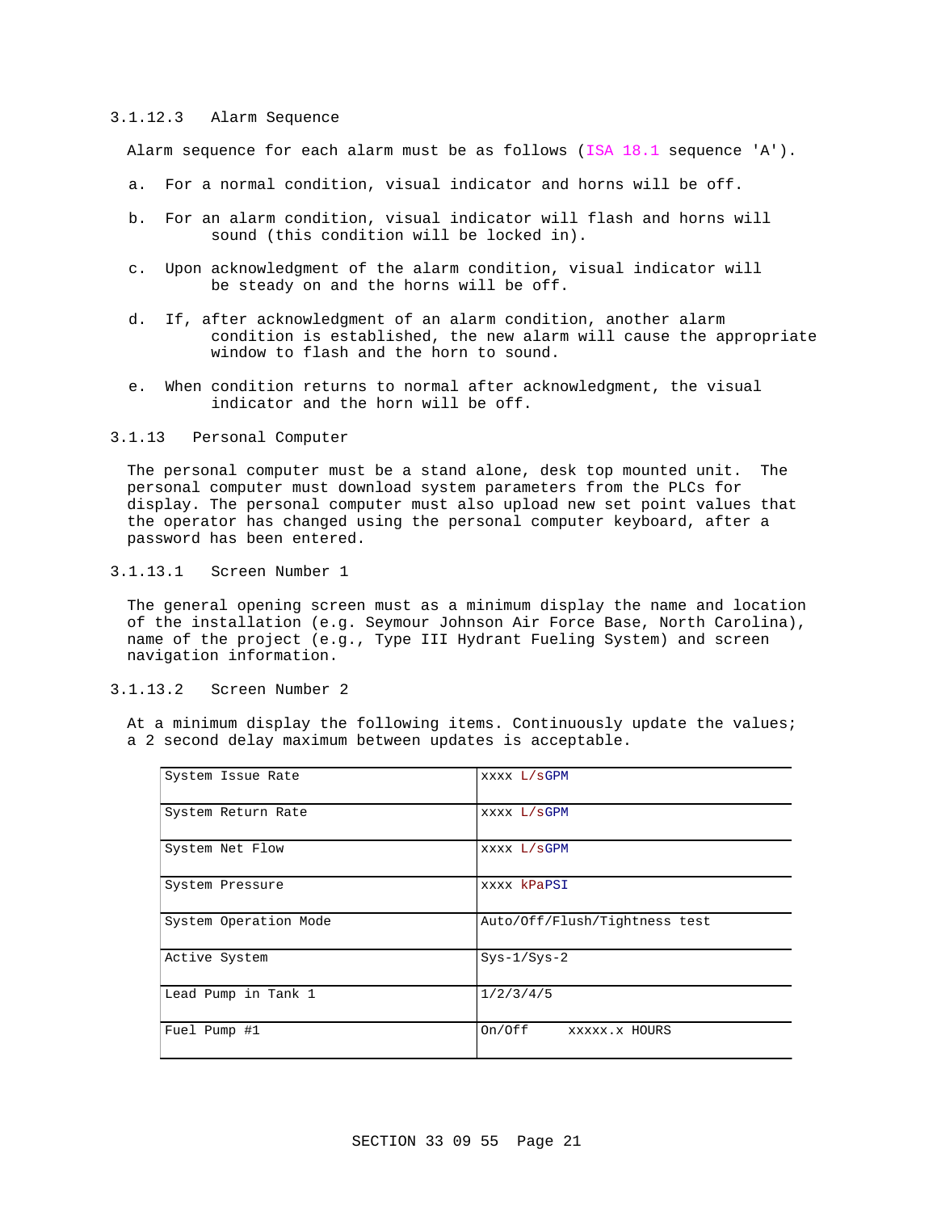#### 3.1.12.3 Alarm Sequence

Alarm sequence for each alarm must be as follows (ISA 18.1 sequence 'A').

a. For a normal condition, visual indicator and horns will be off.

b. For an alarm condition, visual indicator will flash and horns will sound (this condition will be locked in).

c. Upon acknowledgment of the alarm condition, visual indicator will be steady on and the horns will be off.

d. If, after acknowledgment of an alarm condition, another alarm condition is established, the new alarm will cause the appropriate window to flash and the horn to sound.

e. When condition returns to normal after acknowledgment, the visual indicator and the horn will be off.

### 3.1.13 Personal Computer

The personal computer must be a stand alone, desk top mounted unit. The personal computer must download system parameters from the PLCs for display. The personal computer must also upload new set point values that the operator has changed using the personal computer keyboard, after a password has been entered.

#### 3.1.13.1 Screen Number 1

The general opening screen must as a minimum display the name and location of the installation (e.g. Seymour Johnson Air Force Base, North Carolina), name of the project (e.g., Type III Hydrant Fueling System) and screen navigation information.

#### 3.1.13.2 Screen Number 2

At a minimum display the following items. Continuously update the values; a 2 second delay maximum between updates is acceptable.

| | |
|---|---|
| System Issue Rate | xxxx L/sGPM |
| System Return Rate | xxxx L/sGPM |
| System Net Flow | xxxx L/sGPM |
| System Pressure | xxxx kPaPSI |
| System Operation Mode | Auto/Off/Flush/Tightness test |
| Active System | Sys-1/Sys-2 |
| Lead Pump in Tank 1 | 1/2/3/4/5 |
| Fuel Pump #1 | On/Off xxxxx.x HOURS |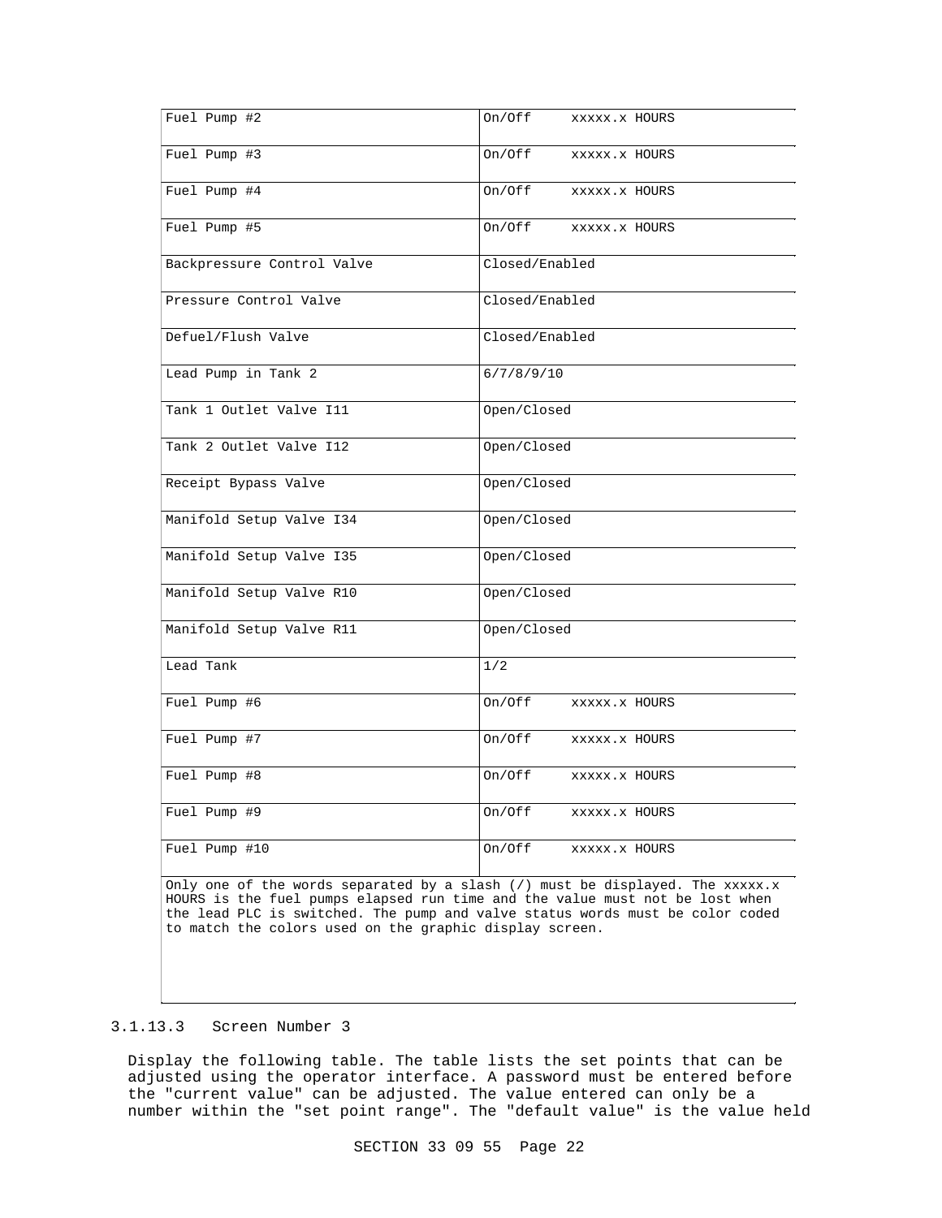| | |
|---|---|
| Fuel Pump #2 | On/Off     xxxxx.x HOURS |
| Fuel Pump #3 | On/Off     xxxxx.x HOURS |
| Fuel Pump #4 | On/Off     xxxxx.x HOURS |
| Fuel Pump #5 | On/Off     xxxxx.x HOURS |
| Backpressure Control Valve | Closed/Enabled |
| Pressure Control Valve | Closed/Enabled |
| Defuel/Flush Valve | Closed/Enabled |
| Lead Pump in Tank 2 | 6/7/8/9/10 |
| Tank 1 Outlet Valve I11 | Open/Closed |
| Tank 2 Outlet Valve I12 | Open/Closed |
| Receipt Bypass Valve | Open/Closed |
| Manifold Setup Valve I34 | Open/Closed |
| Manifold Setup Valve I35 | Open/Closed |
| Manifold Setup Valve R10 | Open/Closed |
| Manifold Setup Valve R11 | Open/Closed |
| Lead Tank | 1/2 |
| Fuel Pump #6 | On/Off     xxxxx.x HOURS |
| Fuel Pump #7 | On/Off     xxxxx.x HOURS |
| Fuel Pump #8 | On/Off     xxxxx.x HOURS |
| Fuel Pump #9 | On/Off     xxxxx.x HOURS |
| Fuel Pump #10 | On/Off     xxxxx.x HOURS |
| Only one of the words separated by a slash (/) must be displayed. The xxxxx.x HOURS is the fuel pumps elapsed run time and the value must not be lost when the lead PLC is switched. The pump and valve status words must be color coded to match the colors used on the graphic display screen. | |

### 3.1.13.3 Screen Number 3

Display the following table. The table lists the set points that can be adjusted using the operator interface. A password must be entered before the "current value" can be adjusted. The value entered can only be a number within the "set point range". The "default value" is the value held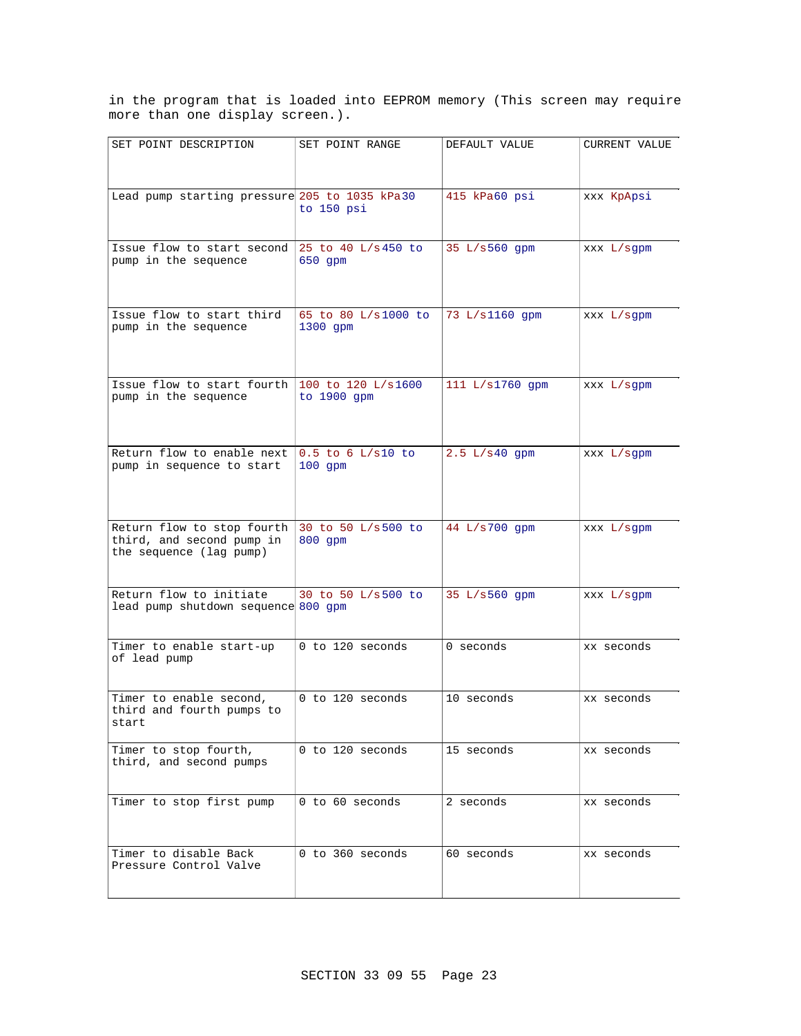in the program that is loaded into EEPROM memory (This screen may require more than one display screen.).

| SET POINT DESCRIPTION | SET POINT RANGE | DEFAULT VALUE | CURRENT VALUE |
|---|---|---|---|
| Lead pump starting pressure | 205 to 1035 kPa30 to 150 psi | 415 kPa60 psi | xxx KpApsi |
| Issue flow to start second pump in the sequence | 25 to 40 L/s450 to 650 gpm | 35 L/s560 gpm | xxx L/sgpm |
| Issue flow to start third pump in the sequence | 65 to 80 L/s1000 to 1300 gpm | 73 L/s1160 gpm | xxx L/sgpm |
| Issue flow to start fourth pump in the sequence | 100 to 120 L/s1600 to 1900 gpm | 111 L/s1760 gpm | xxx L/sgpm |
| Return flow to enable next pump in sequence to start | 0.5 to 6 L/s10 to 100 gpm | 2.5 L/s40 gpm | xxx L/sgpm |
| Return flow to stop fourth third, and second pump in the sequence (lag pump) | 30 to 50 L/s500 to 800 gpm | 44 L/s700 gpm | xxx L/sgpm |
| Return flow to initiate lead pump shutdown sequence | 30 to 50 L/s500 to 800 gpm | 35 L/s560 gpm | xxx L/sgpm |
| Timer to enable start-up of lead pump | 0 to 120 seconds | 0 seconds | xx seconds |
| Timer to enable second, third and fourth pumps to start | 0 to 120 seconds | 10 seconds | xx seconds |
| Timer to stop fourth, third, and second pumps | 0 to 120 seconds | 15 seconds | xx seconds |
| Timer to stop first pump | 0 to 60 seconds | 2 seconds | xx seconds |
| Timer to disable Back Pressure Control Valve | 0 to 360 seconds | 60 seconds | xx seconds |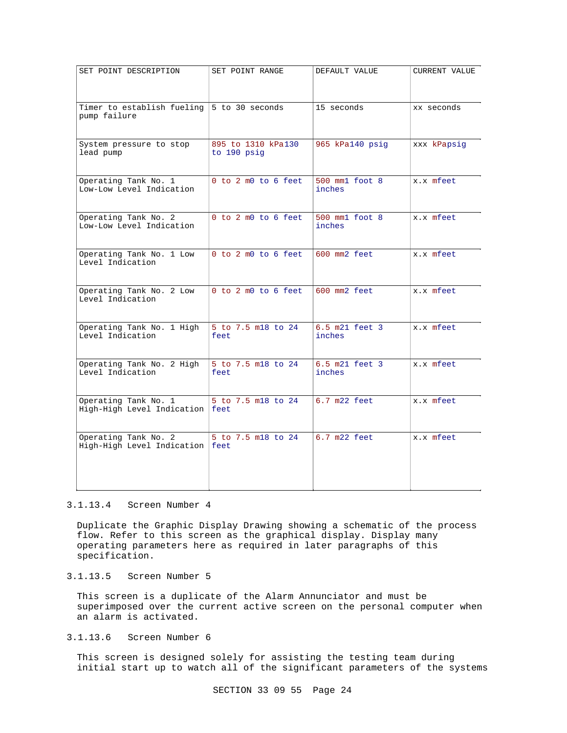| SET POINT DESCRIPTION | SET POINT RANGE | DEFAULT VALUE | CURRENT VALUE |
|---|---|---|---|
| Timer to establish fueling pump failure | 5 to 30 seconds | 15 seconds | xx seconds |
| System pressure to stop lead pump | 895 to 1310 kPa130 to 190 psig | 965 kPa140 psig | xxx kPapsig |
| Operating Tank No. 1 Low-Low Level Indication | 0 to 2 m0 to 6 feet | 500 mm1 foot 8 inches | x.x mfeet |
| Operating Tank No. 2 Low-Low Level Indication | 0 to 2 m0 to 6 feet | 500 mm1 foot 8 inches | x.x mfeet |
| Operating Tank No. 1 Low Level Indication | 0 to 2 m0 to 6 feet | 600 mm2 feet | x.x mfeet |
| Operating Tank No. 2 Low Level Indication | 0 to 2 m0 to 6 feet | 600 mm2 feet | x.x mfeet |
| Operating Tank No. 1 High Level Indication | 5 to 7.5 m18 to 24 feet | 6.5 m21 feet 3 inches | x.x mfeet |
| Operating Tank No. 2 High Level Indication | 5 to 7.5 m18 to 24 feet | 6.5 m21 feet 3 inches | x.x mfeet |
| Operating Tank No. 1 High-High Level Indication | 5 to 7.5 m18 to 24 feet | 6.7 m22 feet | x.x mfeet |
| Operating Tank No. 2 High-High Level Indication | 5 to 7.5 m18 to 24 feet | 6.7 m22 feet | x.x mfeet |

#### 3.1.13.4 Screen Number 4

Duplicate the Graphic Display Drawing showing a schematic of the process flow. Refer to this screen as the graphical display. Display many operating parameters here as required in later paragraphs of this specification.

#### 3.1.13.5 Screen Number 5

This screen is a duplicate of the Alarm Annunciator and must be superimposed over the current active screen on the personal computer when an alarm is activated.

#### 3.1.13.6 Screen Number 6

This screen is designed solely for assisting the testing team during initial start up to watch all of the significant parameters of the systems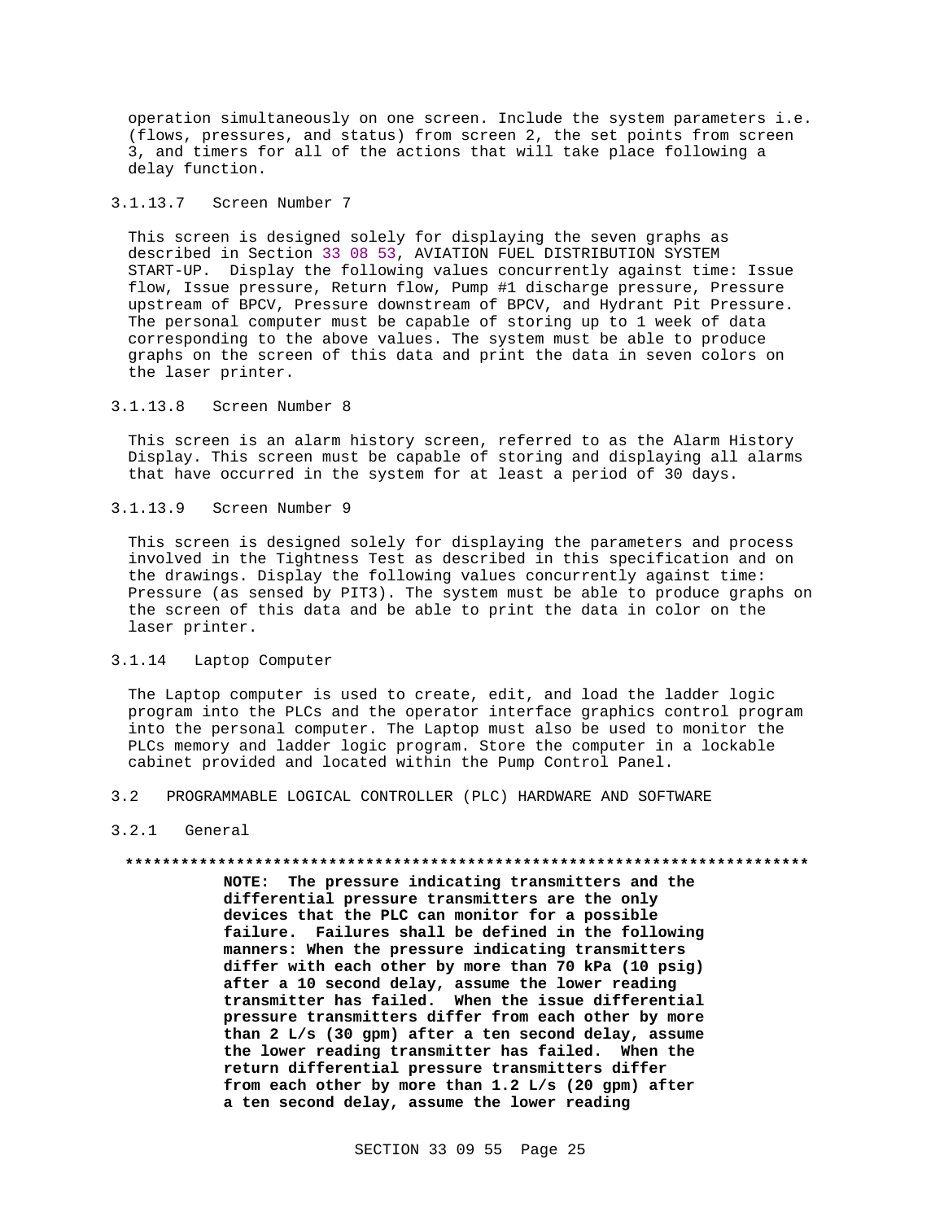operation simultaneously on one screen. Include the system parameters i.e. (flows, pressures, and status) from screen 2, the set points from screen 3, and timers for all of the actions that will take place following a delay function.

#### 3.1.13.7 Screen Number 7

This screen is designed solely for displaying the seven graphs as described in Section 33 08 53, AVIATION FUEL DISTRIBUTION SYSTEM START-UP. Display the following values concurrently against time: Issue flow, Issue pressure, Return flow, Pump #1 discharge pressure, Pressure upstream of BPCV, Pressure downstream of BPCV, and Hydrant Pit Pressure. The personal computer must be capable of storing up to 1 week of data corresponding to the above values. The system must be able to produce graphs on the screen of this data and print the data in seven colors on the laser printer.

#### 3.1.13.8 Screen Number 8

This screen is an alarm history screen, referred to as the Alarm History Display. This screen must be capable of storing and displaying all alarms that have occurred in the system for at least a period of 30 days.

#### 3.1.13.9 Screen Number 9

This screen is designed solely for displaying the parameters and process involved in the Tightness Test as described in this specification and on the drawings. Display the following values concurrently against time: Pressure (as sensed by PIT3). The system must be able to produce graphs on the screen of this data and be able to print the data in color on the laser printer.

### 3.1.14 Laptop Computer

The Laptop computer is used to create, edit, and load the ladder logic program into the PLCs and the operator interface graphics control program into the personal computer. The Laptop must also be used to monitor the PLCs memory and ladder logic program. Store the computer in a lockable cabinet provided and located within the Pump Control Panel.

## 3.2 PROGRAMMABLE LOGICAL CONTROLLER (PLC) HARDWARE AND SOFTWARE

### 3.2.1 General

**************************************************************************

**NOTE: The pressure indicating transmitters and the differential pressure transmitters are the only devices that the PLC can monitor for a possible failure. Failures shall be defined in the following manners: When the pressure indicating transmitters differ with each other by more than 70 kPa (10 psig) after a 10 second delay, assume the lower reading transmitter has failed. When the issue differential pressure transmitters differ from each other by more than 2 L/s (30 gpm) after a ten second delay, assume the lower reading transmitter has failed. When the return differential pressure transmitters differ from each other by more than 1.2 L/s (20 gpm) after a ten second delay, assume the lower reading**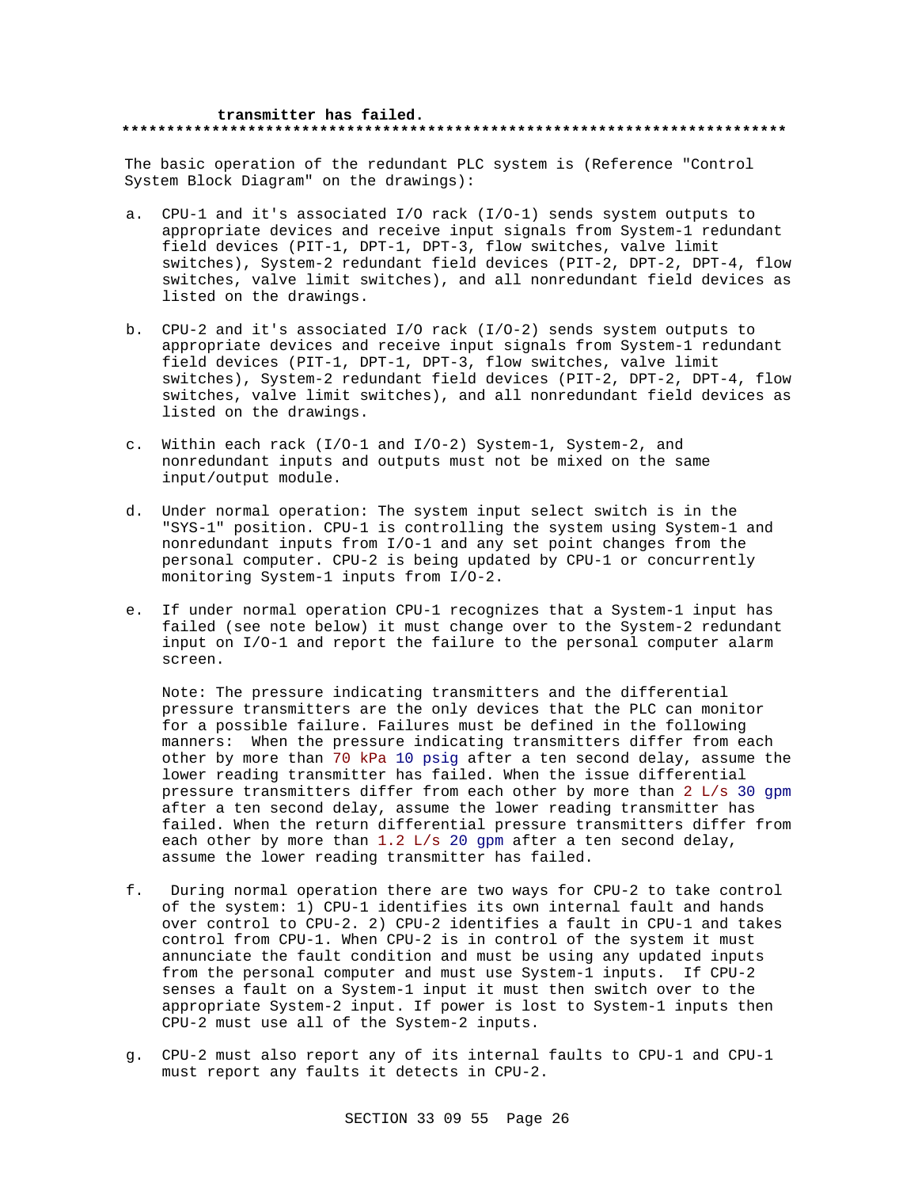**transmitter has failed.**
**************************************************************************

The basic operation of the redundant PLC system is (Reference "Control System Block Diagram" on the drawings):

a. CPU-1 and it's associated I/O rack (I/O-1) sends system outputs to appropriate devices and receive input signals from System-1 redundant field devices (PIT-1, DPT-1, DPT-3, flow switches, valve limit switches), System-2 redundant field devices (PIT-2, DPT-2, DPT-4, flow switches, valve limit switches), and all nonredundant field devices as listed on the drawings.

b. CPU-2 and it's associated I/O rack (I/O-2) sends system outputs to appropriate devices and receive input signals from System-1 redundant field devices (PIT-1, DPT-1, DPT-3, flow switches, valve limit switches), System-2 redundant field devices (PIT-2, DPT-2, DPT-4, flow switches, valve limit switches), and all nonredundant field devices as listed on the drawings.

c. Within each rack (I/O-1 and I/O-2) System-1, System-2, and nonredundant inputs and outputs must not be mixed on the same input/output module.

d. Under normal operation: The system input select switch is in the "SYS-1" position. CPU-1 is controlling the system using System-1 and nonredundant inputs from I/O-1 and any set point changes from the personal computer. CPU-2 is being updated by CPU-1 or concurrently monitoring System-1 inputs from I/O-2.

e. If under normal operation CPU-1 recognizes that a System-1 input has failed (see note below) it must change over to the System-2 redundant input on I/O-1 and report the failure to the personal computer alarm screen.

   Note: The pressure indicating transmitters and the differential pressure transmitters are the only devices that the PLC can monitor for a possible failure. Failures must be defined in the following manners: When the pressure indicating transmitters differ from each other by more than 70 kPa 10 psig after a ten second delay, assume the lower reading transmitter has failed. When the issue differential pressure transmitters differ from each other by more than 2 L/s 30 gpm after a ten second delay, assume the lower reading transmitter has failed. When the return differential pressure transmitters differ from each other by more than 1.2 L/s 20 gpm after a ten second delay, assume the lower reading transmitter has failed.

f. During normal operation there are two ways for CPU-2 to take control of the system: 1) CPU-1 identifies its own internal fault and hands over control to CPU-2. 2) CPU-2 identifies a fault in CPU-1 and takes control from CPU-1. When CPU-2 is in control of the system it must annunciate the fault condition and must be using any updated inputs from the personal computer and must use System-1 inputs. If CPU-2 senses a fault on a System-1 input it must then switch over to the appropriate System-2 input. If power is lost to System-1 inputs then CPU-2 must use all of the System-2 inputs.

g. CPU-2 must also report any of its internal faults to CPU-1 and CPU-1 must report any faults it detects in CPU-2.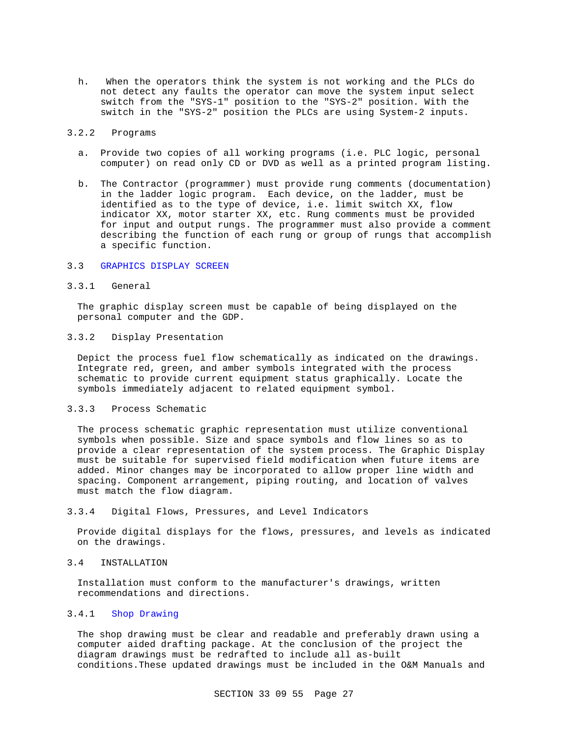h. When the operators think the system is not working and the PLCs do not detect any faults the operator can move the system input select switch from the "SYS-1" position to the "SYS-2" position. With the switch in the "SYS-2" position the PLCs are using System-2 inputs.

#### 3.2.2 Programs

a. Provide two copies of all working programs (i.e. PLC logic, personal computer) on read only CD or DVD as well as a printed program listing.

b. The Contractor (programmer) must provide rung comments (documentation) in the ladder logic program. Each device, on the ladder, must be identified as to the type of device, i.e. limit switch XX, flow indicator XX, motor starter XX, etc. Rung comments must be provided for input and output rungs. The programmer must also provide a comment describing the function of each rung or group of rungs that accomplish a specific function.

### 3.3 GRAPHICS DISPLAY SCREEN

#### 3.3.1 General

The graphic display screen must be capable of being displayed on the personal computer and the GDP.

#### 3.3.2 Display Presentation

Depict the process fuel flow schematically as indicated on the drawings. Integrate red, green, and amber symbols integrated with the process schematic to provide current equipment status graphically. Locate the symbols immediately adjacent to related equipment symbol.

#### 3.3.3 Process Schematic

The process schematic graphic representation must utilize conventional symbols when possible. Size and space symbols and flow lines so as to provide a clear representation of the system process. The Graphic Display must be suitable for supervised field modification when future items are added. Minor changes may be incorporated to allow proper line width and spacing. Component arrangement, piping routing, and location of valves must match the flow diagram.

#### 3.3.4 Digital Flows, Pressures, and Level Indicators

Provide digital displays for the flows, pressures, and levels as indicated on the drawings.

### 3.4 INSTALLATION

Installation must conform to the manufacturer's drawings, written recommendations and directions.

#### 3.4.1 Shop Drawing

The shop drawing must be clear and readable and preferably drawn using a computer aided drafting package. At the conclusion of the project the diagram drawings must be redrafted to include all as-built conditions.These updated drawings must be included in the O&M Manuals and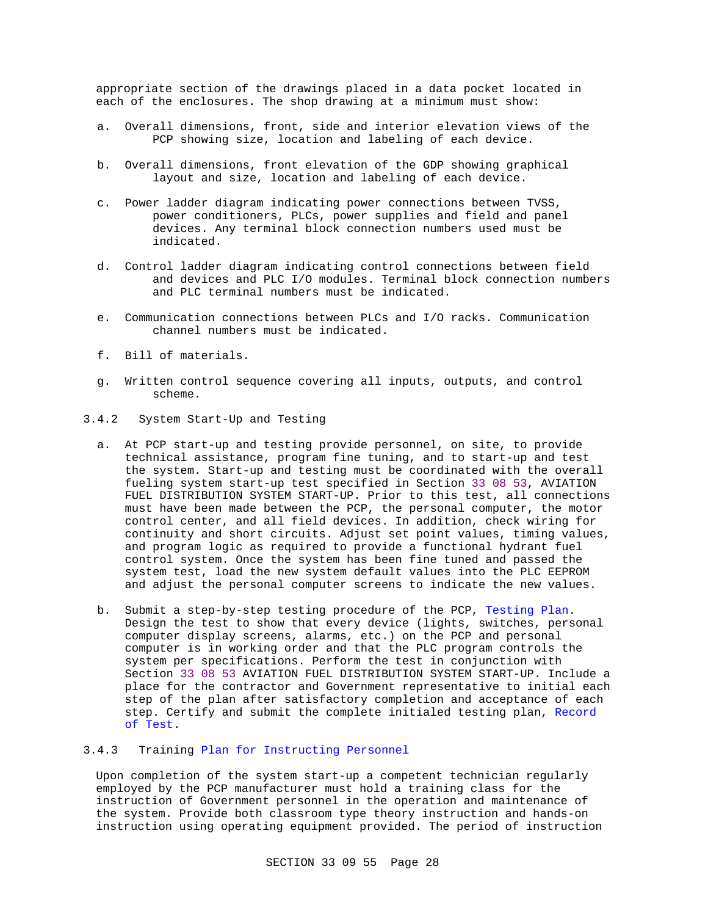appropriate section of the drawings placed in a data pocket located in each of the enclosures. The shop drawing at a minimum must show:

a. Overall dimensions, front, side and interior elevation views of the PCP showing size, location and labeling of each device.

b. Overall dimensions, front elevation of the GDP showing graphical layout and size, location and labeling of each device.

c. Power ladder diagram indicating power connections between TVSS, power conditioners, PLCs, power supplies and field and panel devices. Any terminal block connection numbers used must be indicated.

d. Control ladder diagram indicating control connections between field and devices and PLC I/O modules. Terminal block connection numbers and PLC terminal numbers must be indicated.

e. Communication connections between PLCs and I/O racks. Communication channel numbers must be indicated.

f. Bill of materials.

g. Written control sequence covering all inputs, outputs, and control scheme.

### 3.4.2 System Start-Up and Testing

a. At PCP start-up and testing provide personnel, on site, to provide technical assistance, program fine tuning, and to start-up and test the system. Start-up and testing must be coordinated with the overall fueling system start-up test specified in Section 33 08 53, AVIATION FUEL DISTRIBUTION SYSTEM START-UP. Prior to this test, all connections must have been made between the PCP, the personal computer, the motor control center, and all field devices. In addition, check wiring for continuity and short circuits. Adjust set point values, timing values, and program logic as required to provide a functional hydrant fuel control system. Once the system has been fine tuned and passed the system test, load the new system default values into the PLC EEPROM and adjust the personal computer screens to indicate the new values.

b. Submit a step-by-step testing procedure of the PCP, Testing Plan. Design the test to show that every device (lights, switches, personal computer display screens, alarms, etc.) on the PCP and personal computer is in working order and that the PLC program controls the system per specifications. Perform the test in conjunction with Section 33 08 53 AVIATION FUEL DISTRIBUTION SYSTEM START-UP. Include a place for the contractor and Government representative to initial each step of the plan after satisfactory completion and acceptance of each step. Certify and submit the complete initialed testing plan, Record of Test.

### 3.4.3 Training Plan for Instructing Personnel

Upon completion of the system start-up a competent technician regularly employed by the PCP manufacturer must hold a training class for the instruction of Government personnel in the operation and maintenance of the system. Provide both classroom type theory instruction and hands-on instruction using operating equipment provided. The period of instruction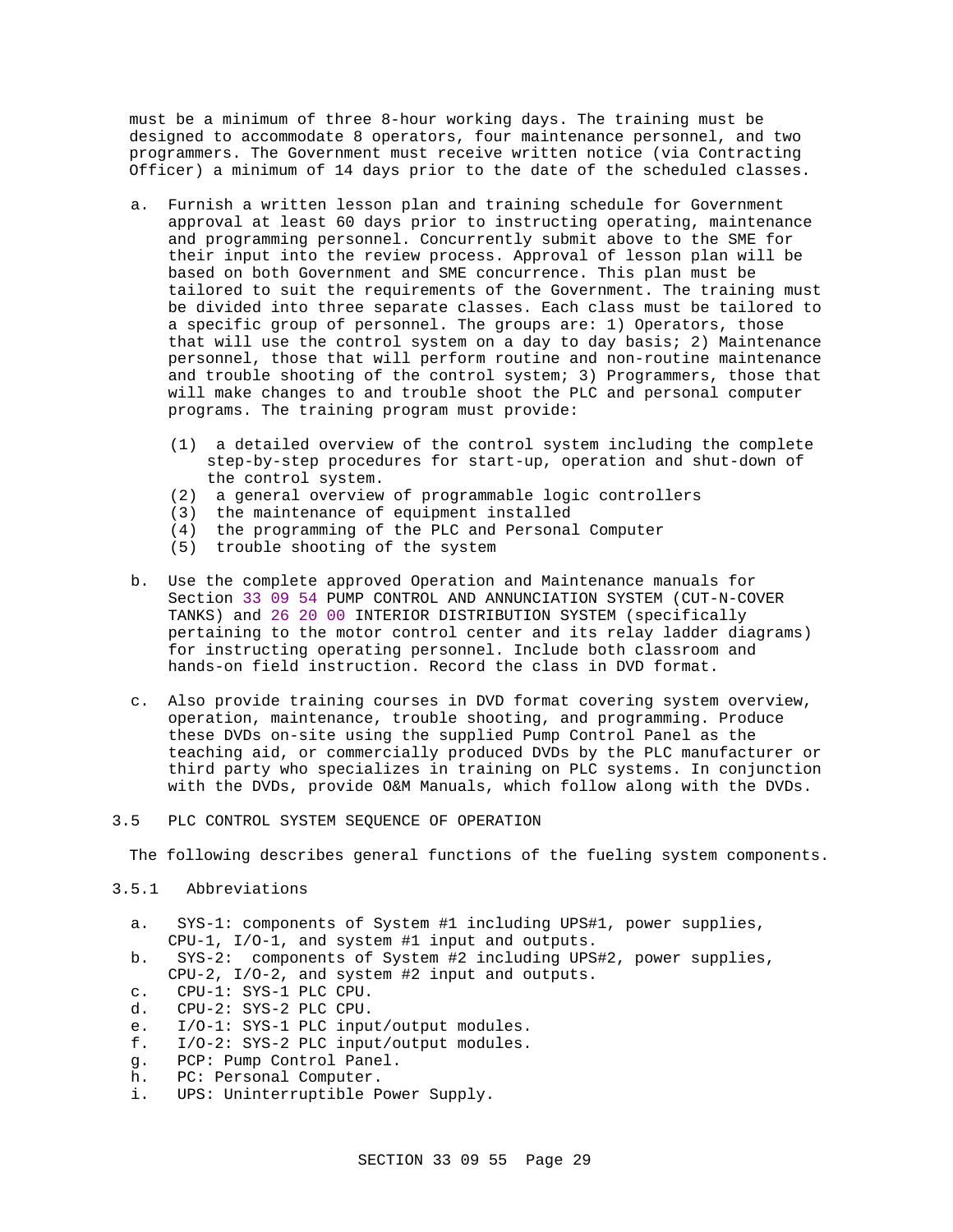must be a minimum of three 8-hour working days. The training must be designed to accommodate 8 operators, four maintenance personnel, and two programmers. The Government must receive written notice (via Contracting Officer) a minimum of 14 days prior to the date of the scheduled classes.

a. Furnish a written lesson plan and training schedule for Government approval at least 60 days prior to instructing operating, maintenance and programming personnel. Concurrently submit above to the SME for their input into the review process. Approval of lesson plan will be based on both Government and SME concurrence. This plan must be tailored to suit the requirements of the Government. The training must be divided into three separate classes. Each class must be tailored to a specific group of personnel. The groups are: 1) Operators, those that will use the control system on a day to day basis; 2) Maintenance personnel, those that will perform routine and non-routine maintenance and trouble shooting of the control system; 3) Programmers, those that will make changes to and trouble shoot the PLC and personal computer programs. The training program must provide:

   (1) a detailed overview of the control system including the complete step-by-step procedures for start-up, operation and shut-down of the control system.
   (2) a general overview of programmable logic controllers
   (3) the maintenance of equipment installed
   (4) the programming of the PLC and Personal Computer
   (5) trouble shooting of the system

b. Use the complete approved Operation and Maintenance manuals for Section 33 09 54 PUMP CONTROL AND ANNUNCIATION SYSTEM (CUT-N-COVER TANKS) and 26 20 00 INTERIOR DISTRIBUTION SYSTEM (specifically pertaining to the motor control center and its relay ladder diagrams) for instructing operating personnel. Include both classroom and hands-on field instruction. Record the class in DVD format.

c. Also provide training courses in DVD format covering system overview, operation, maintenance, trouble shooting, and programming. Produce these DVDs on-site using the supplied Pump Control Panel as the teaching aid, or commercially produced DVDs by the PLC manufacturer or third party who specializes in training on PLC systems. In conjunction with the DVDs, provide O&M Manuals, which follow along with the DVDs.

## 3.5 PLC CONTROL SYSTEM SEQUENCE OF OPERATION

The following describes general functions of the fueling system components.

### 3.5.1 Abbreviations

a. SYS-1: components of System #1 including UPS#1, power supplies, CPU-1, I/O-1, and system #1 input and outputs.
b. SYS-2: components of System #2 including UPS#2, power supplies, CPU-2, I/O-2, and system #2 input and outputs.
c. CPU-1: SYS-1 PLC CPU.
d. CPU-2: SYS-2 PLC CPU.
e. I/O-1: SYS-1 PLC input/output modules.
f. I/O-2: SYS-2 PLC input/output modules.
g. PCP: Pump Control Panel.
h. PC: Personal Computer.
i. UPS: Uninterruptible Power Supply.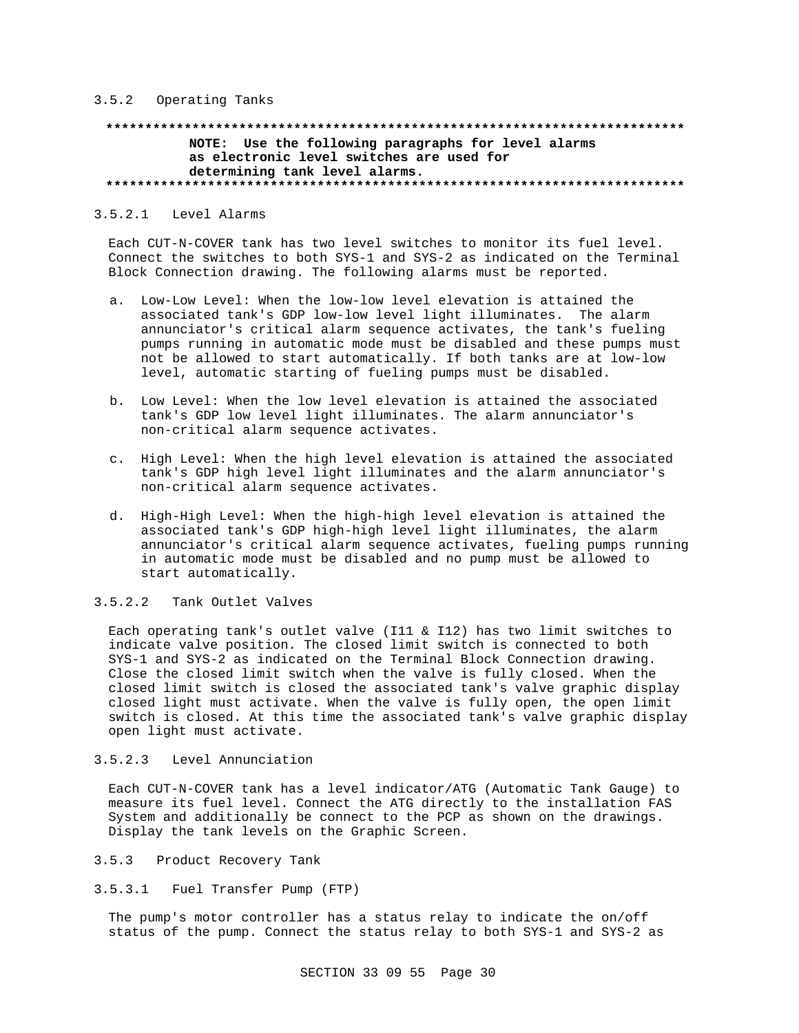#### 3.5.2 Operating Tanks

**************************************************************************

**NOTE: Use the following paragraphs for level alarms as electronic level switches are used for determining tank level alarms.**

**************************************************************************

##### 3.5.2.1 Level Alarms

Each CUT-N-COVER tank has two level switches to monitor its fuel level. Connect the switches to both SYS-1 and SYS-2 as indicated on the Terminal Block Connection drawing. The following alarms must be reported.

a. Low-Low Level: When the low-low level elevation is attained the associated tank's GDP low-low level light illuminates. The alarm annunciator's critical alarm sequence activates, the tank's fueling pumps running in automatic mode must be disabled and these pumps must not be allowed to start automatically. If both tanks are at low-low level, automatic starting of fueling pumps must be disabled.

b. Low Level: When the low level elevation is attained the associated tank's GDP low level light illuminates. The alarm annunciator's non-critical alarm sequence activates.

c. High Level: When the high level elevation is attained the associated tank's GDP high level light illuminates and the alarm annunciator's non-critical alarm sequence activates.

d. High-High Level: When the high-high level elevation is attained the associated tank's GDP high-high level light illuminates, the alarm annunciator's critical alarm sequence activates, fueling pumps running in automatic mode must be disabled and no pump must be allowed to start automatically.

##### 3.5.2.2 Tank Outlet Valves

Each operating tank's outlet valve (I11 & I12) has two limit switches to indicate valve position. The closed limit switch is connected to both SYS-1 and SYS-2 as indicated on the Terminal Block Connection drawing. Close the closed limit switch when the valve is fully closed. When the closed limit switch is closed the associated tank's valve graphic display closed light must activate. When the valve is fully open, the open limit switch is closed. At this time the associated tank's valve graphic display open light must activate.

##### 3.5.2.3 Level Annunciation

Each CUT-N-COVER tank has a level indicator/ATG (Automatic Tank Gauge) to measure its fuel level. Connect the ATG directly to the installation FAS System and additionally be connect to the PCP as shown on the drawings. Display the tank levels on the Graphic Screen.

#### 3.5.3 Product Recovery Tank

##### 3.5.3.1 Fuel Transfer Pump (FTP)

The pump's motor controller has a status relay to indicate the on/off status of the pump. Connect the status relay to both SYS-1 and SYS-2 as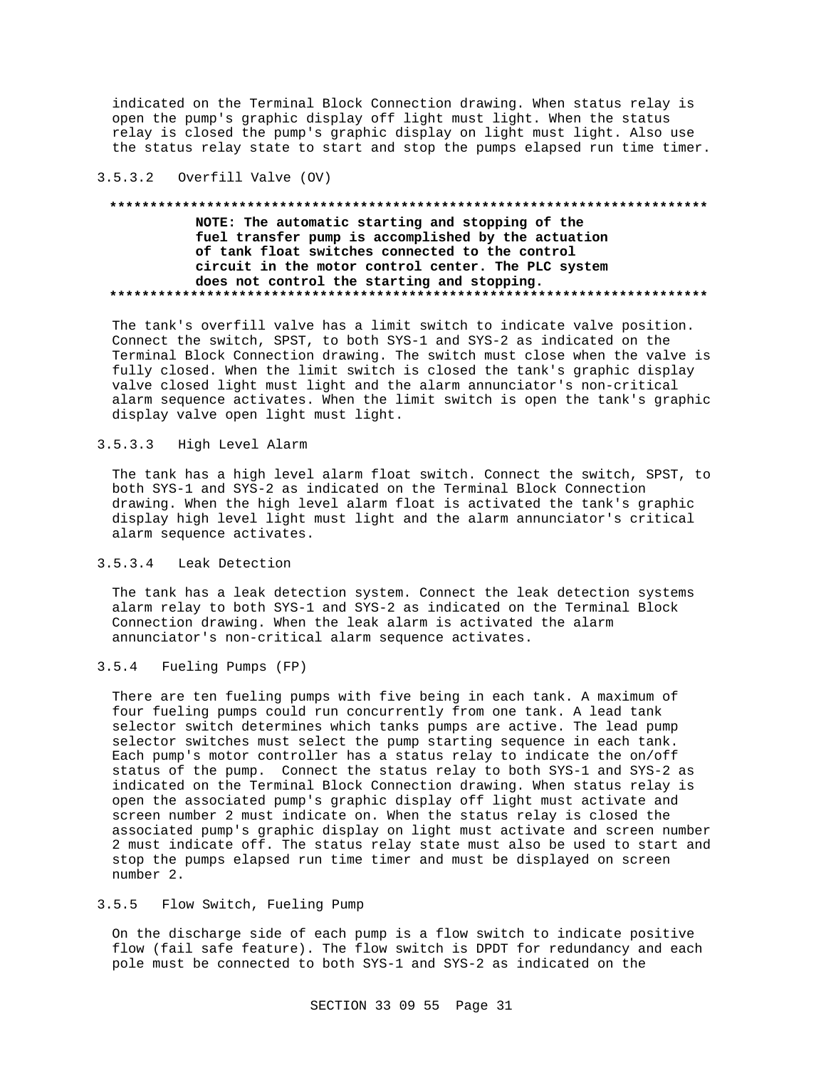indicated on the Terminal Block Connection drawing. When status relay is open the pump's graphic display off light must light. When the status relay is closed the pump's graphic display on light must light. Also use the status relay state to start and stop the pumps elapsed run time timer.

### 3.5.3.2 Overfill Valve (OV)

**************************************************************************

**NOTE: The automatic starting and stopping of the fuel transfer pump is accomplished by the actuation of tank float switches connected to the control circuit in the motor control center. The PLC system does not control the starting and stopping.**

**************************************************************************

The tank's overfill valve has a limit switch to indicate valve position. Connect the switch, SPST, to both SYS-1 and SYS-2 as indicated on the Terminal Block Connection drawing. The switch must close when the valve is fully closed. When the limit switch is closed the tank's graphic display valve closed light must light and the alarm annunciator's non-critical alarm sequence activates. When the limit switch is open the tank's graphic display valve open light must light.

### 3.5.3.3 High Level Alarm

The tank has a high level alarm float switch. Connect the switch, SPST, to both SYS-1 and SYS-2 as indicated on the Terminal Block Connection drawing. When the high level alarm float is activated the tank's graphic display high level light must light and the alarm annunciator's critical alarm sequence activates.

### 3.5.3.4 Leak Detection

The tank has a leak detection system. Connect the leak detection systems alarm relay to both SYS-1 and SYS-2 as indicated on the Terminal Block Connection drawing. When the leak alarm is activated the alarm annunciator's non-critical alarm sequence activates.

## 3.5.4 Fueling Pumps (FP)

There are ten fueling pumps with five being in each tank. A maximum of four fueling pumps could run concurrently from one tank. A lead tank selector switch determines which tanks pumps are active. The lead pump selector switches must select the pump starting sequence in each tank. Each pump's motor controller has a status relay to indicate the on/off status of the pump. Connect the status relay to both SYS-1 and SYS-2 as indicated on the Terminal Block Connection drawing. When status relay is open the associated pump's graphic display off light must activate and screen number 2 must indicate on. When the status relay is closed the associated pump's graphic display on light must activate and screen number 2 must indicate off. The status relay state must also be used to start and stop the pumps elapsed run time timer and must be displayed on screen number 2.

## 3.5.5 Flow Switch, Fueling Pump

On the discharge side of each pump is a flow switch to indicate positive flow (fail safe feature). The flow switch is DPDT for redundancy and each pole must be connected to both SYS-1 and SYS-2 as indicated on the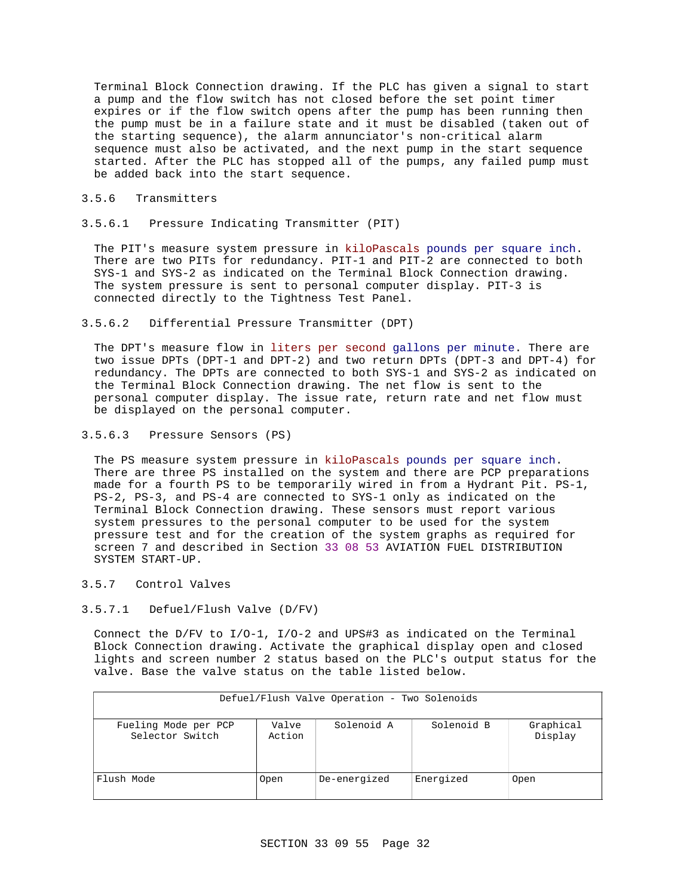Terminal Block Connection drawing. If the PLC has given a signal to start a pump and the flow switch has not closed before the set point timer expires or if the flow switch opens after the pump has been running then the pump must be in a failure state and it must be disabled (taken out of the starting sequence), the alarm annunciator's non-critical alarm sequence must also be activated, and the next pump in the start sequence started. After the PLC has stopped all of the pumps, any failed pump must be added back into the start sequence.

### 3.5.6 Transmitters

#### 3.5.6.1 Pressure Indicating Transmitter (PIT)

The PIT's measure system pressure in kiloPascals pounds per square inch. There are two PITs for redundancy. PIT-1 and PIT-2 are connected to both SYS-1 and SYS-2 as indicated on the Terminal Block Connection drawing. The system pressure is sent to personal computer display. PIT-3 is connected directly to the Tightness Test Panel.

#### 3.5.6.2 Differential Pressure Transmitter (DPT)

The DPT's measure flow in liters per second gallons per minute. There are two issue DPTs (DPT-1 and DPT-2) and two return DPTs (DPT-3 and DPT-4) for redundancy. The DPTs are connected to both SYS-1 and SYS-2 as indicated on the Terminal Block Connection drawing. The net flow is sent to the personal computer display. The issue rate, return rate and net flow must be displayed on the personal computer.

#### 3.5.6.3 Pressure Sensors (PS)

The PS measure system pressure in kiloPascals pounds per square inch. There are three PS installed on the system and there are PCP preparations made for a fourth PS to be temporarily wired in from a Hydrant Pit. PS-1, PS-2, PS-3, and PS-4 are connected to SYS-1 only as indicated on the Terminal Block Connection drawing. These sensors must report various system pressures to the personal computer to be used for the system pressure test and for the creation of the system graphs as required for screen 7 and described in Section 33 08 53 AVIATION FUEL DISTRIBUTION SYSTEM START-UP.

### 3.5.7 Control Valves

#### 3.5.7.1 Defuel/Flush Valve (D/FV)

Connect the D/FV to I/O-1, I/O-2 and UPS#3 as indicated on the Terminal Block Connection drawing. Activate the graphical display open and closed lights and screen number 2 status based on the PLC's output status for the valve. Base the valve status on the table listed below.

| Defuel/Flush Valve Operation - Two Solenoids | | | | |
|---|---|---|---|---|
| Fueling Mode per PCP Selector Switch | Valve Action | Solenoid A | Solenoid B | Graphical Display |
| Flush Mode | Open | De-energized | Energized | Open |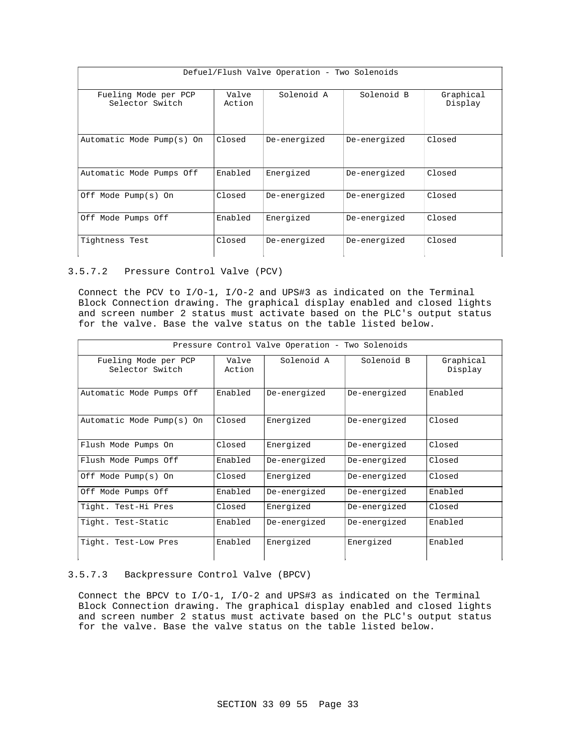| Defuel/Flush Valve Operation - Two Solenoids | | | | |
|---|---|---|---|---|
| Fueling Mode per PCP Selector Switch | Valve Action | Solenoid A | Solenoid B | Graphical Display |
| Automatic Mode Pump(s) On | Closed | De-energized | De-energized | Closed |
| Automatic Mode Pumps Off | Enabled | Energized | De-energized | Closed |
| Off Mode Pump(s) On | Closed | De-energized | De-energized | Closed |
| Off Mode Pumps Off | Enabled | Energized | De-energized | Closed |
| Tightness Test | Closed | De-energized | De-energized | Closed |

### 3.5.7.2 Pressure Control Valve (PCV)

Connect the PCV to I/O-1, I/O-2 and UPS#3 as indicated on the Terminal Block Connection drawing. The graphical display enabled and closed lights and screen number 2 status must activate based on the PLC's output status for the valve. Base the valve status on the table listed below.

| Pressure Control Valve Operation - Two Solenoids | | | | |
|---|---|---|---|---|
| Fueling Mode per PCP Selector Switch | Valve Action | Solenoid A | Solenoid B | Graphical Display |
| Automatic Mode Pumps Off | Enabled | De-energized | De-energized | Enabled |
| Automatic Mode Pump(s) On | Closed | Energized | De-energized | Closed |
| Flush Mode Pumps On | Closed | Energized | De-energized | Closed |
| Flush Mode Pumps Off | Enabled | De-energized | De-energized | Closed |
| Off Mode Pump(s) On | Closed | Energized | De-energized | Closed |
| Off Mode Pumps Off | Enabled | De-energized | De-energized | Enabled |
| Tight. Test-Hi Pres | Closed | Energized | De-energized | Closed |
| Tight. Test-Static | Enabled | De-energized | De-energized | Enabled |
| Tight. Test-Low Pres | Enabled | Energized | Energized | Enabled |

### 3.5.7.3 Backpressure Control Valve (BPCV)

Connect the BPCV to I/O-1, I/O-2 and UPS#3 as indicated on the Terminal Block Connection drawing. The graphical display enabled and closed lights and screen number 2 status must activate based on the PLC's output status for the valve. Base the valve status on the table listed below.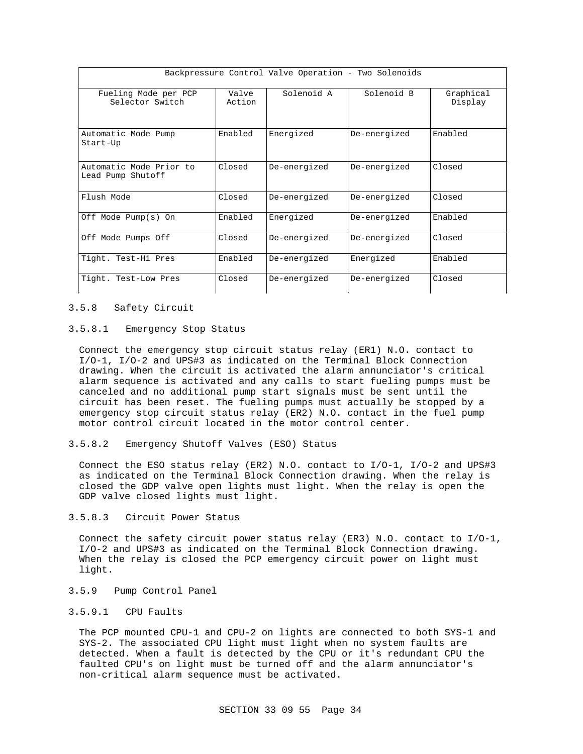| Backpressure Control Valve Operation - Two Solenoids | | | | |
|---|---|---|---|---|
| Fueling Mode per PCP Selector Switch | Valve Action | Solenoid A | Solenoid B | Graphical Display |
| Automatic Mode Pump Start-Up | Enabled | Energized | De-energized | Enabled |
| Automatic Mode Prior to Lead Pump Shutoff | Closed | De-energized | De-energized | Closed |
| Flush Mode | Closed | De-energized | De-energized | Closed |
| Off Mode Pump(s) On | Enabled | Energized | De-energized | Enabled |
| Off Mode Pumps Off | Closed | De-energized | De-energized | Closed |
| Tight. Test-Hi Pres | Enabled | De-energized | Energized | Enabled |
| Tight. Test-Low Pres | Closed | De-energized | De-energized | Closed |

### 3.5.8 Safety Circuit

#### 3.5.8.1 Emergency Stop Status

Connect the emergency stop circuit status relay (ER1) N.O. contact to I/O-1, I/O-2 and UPS#3 as indicated on the Terminal Block Connection drawing. When the circuit is activated the alarm annunciator's critical alarm sequence is activated and any calls to start fueling pumps must be canceled and no additional pump start signals must be sent until the circuit has been reset. The fueling pumps must actually be stopped by a emergency stop circuit status relay (ER2) N.O. contact in the fuel pump motor control circuit located in the motor control center.

#### 3.5.8.2 Emergency Shutoff Valves (ESO) Status

Connect the ESO status relay (ER2) N.O. contact to I/O-1, I/O-2 and UPS#3 as indicated on the Terminal Block Connection drawing. When the relay is closed the GDP valve open lights must light. When the relay is open the GDP valve closed lights must light.

#### 3.5.8.3 Circuit Power Status

Connect the safety circuit power status relay (ER3) N.O. contact to I/O-1, I/O-2 and UPS#3 as indicated on the Terminal Block Connection drawing. When the relay is closed the PCP emergency circuit power on light must light.

### 3.5.9 Pump Control Panel

#### 3.5.9.1 CPU Faults

The PCP mounted CPU-1 and CPU-2 on lights are connected to both SYS-1 and SYS-2. The associated CPU light must light when no system faults are detected. When a fault is detected by the CPU or it's redundant CPU the faulted CPU's on light must be turned off and the alarm annunciator's non-critical alarm sequence must be activated.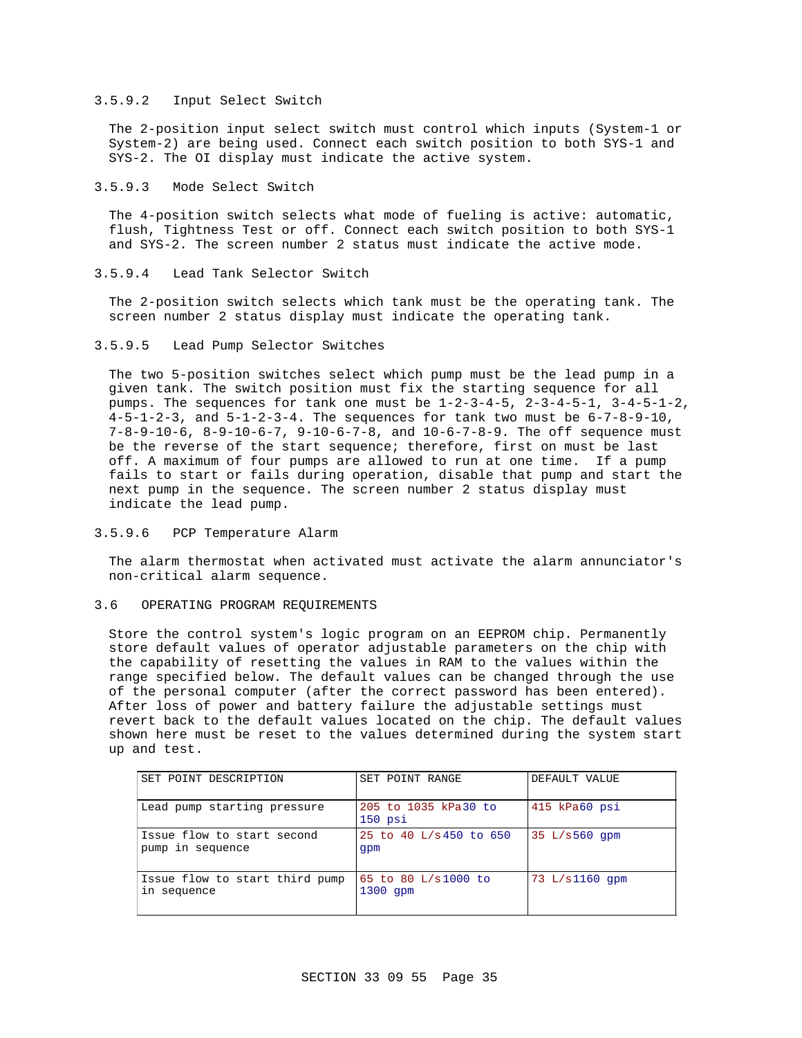#### 3.5.9.2 Input Select Switch

The 2-position input select switch must control which inputs (System-1 or System-2) are being used. Connect each switch position to both SYS-1 and SYS-2. The OI display must indicate the active system.

#### 3.5.9.3 Mode Select Switch

The 4-position switch selects what mode of fueling is active: automatic, flush, Tightness Test or off. Connect each switch position to both SYS-1 and SYS-2. The screen number 2 status must indicate the active mode.

#### 3.5.9.4 Lead Tank Selector Switch

The 2-position switch selects which tank must be the operating tank. The screen number 2 status display must indicate the operating tank.

#### 3.5.9.5 Lead Pump Selector Switches

The two 5-position switches select which pump must be the lead pump in a given tank. The switch position must fix the starting sequence for all pumps. The sequences for tank one must be 1-2-3-4-5, 2-3-4-5-1, 3-4-5-1-2, 4-5-1-2-3, and 5-1-2-3-4. The sequences for tank two must be 6-7-8-9-10, 7-8-9-10-6, 8-9-10-6-7, 9-10-6-7-8, and 10-6-7-8-9. The off sequence must be the reverse of the start sequence; therefore, first on must be last off. A maximum of four pumps are allowed to run at one time. If a pump fails to start or fails during operation, disable that pump and start the next pump in the sequence. The screen number 2 status display must indicate the lead pump.

#### 3.5.9.6 PCP Temperature Alarm

The alarm thermostat when activated must activate the alarm annunciator's non-critical alarm sequence.

## 3.6 OPERATING PROGRAM REQUIREMENTS

Store the control system's logic program on an EEPROM chip. Permanently store default values of operator adjustable parameters on the chip with the capability of resetting the values in RAM to the values within the range specified below. The default values can be changed through the use of the personal computer (after the correct password has been entered). After loss of power and battery failure the adjustable settings must revert back to the default values located on the chip. The default values shown here must be reset to the values determined during the system start up and test.

| SET POINT DESCRIPTION | SET POINT RANGE | DEFAULT VALUE |
|---|---|---|
| Lead pump starting pressure | 205 to 1035 kPa30 to 150 psi | 415 kPa60 psi |
| Issue flow to start second pump in sequence | 25 to 40 L/s450 to 650 gpm | 35 L/s560 gpm |
| Issue flow to start third pump in sequence | 65 to 80 L/s1000 to 1300 gpm | 73 L/s1160 gpm |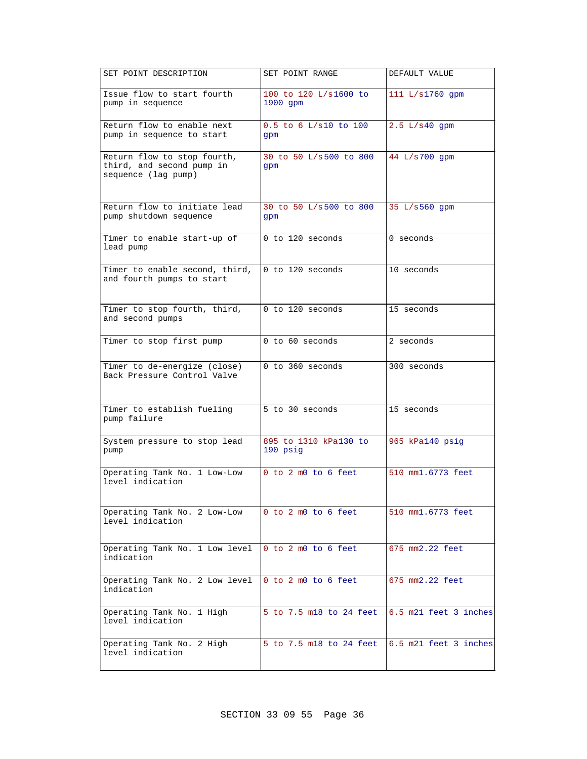| SET POINT DESCRIPTION | SET POINT RANGE | DEFAULT VALUE |
|---|---|---|
| Issue flow to start fourth pump in sequence | 100 to 120 L/s1600 to 1900 gpm | 111 L/s1760 gpm |
| Return flow to enable next pump in sequence to start | 0.5 to 6 L/s10 to 100 gpm | 2.5 L/s40 gpm |
| Return flow to stop fourth, third, and second pump in sequence (lag pump) | 30 to 50 L/s500 to 800 gpm | 44 L/s700 gpm |
| Return flow to initiate lead pump shutdown sequence | 30 to 50 L/s500 to 800 gpm | 35 L/s560 gpm |
| Timer to enable start-up of lead pump | 0 to 120 seconds | 0 seconds |
| Timer to enable second, third, and fourth pumps to start | 0 to 120 seconds | 10 seconds |
| Timer to stop fourth, third, and second pumps | 0 to 120 seconds | 15 seconds |
| Timer to stop first pump | 0 to 60 seconds | 2 seconds |
| Timer to de-energize (close) Back Pressure Control Valve | 0 to 360 seconds | 300 seconds |
| Timer to establish fueling pump failure | 5 to 30 seconds | 15 seconds |
| System pressure to stop lead pump | 895 to 1310 kPa130 to 190 psig | 965 kPa140 psig |
| Operating Tank No. 1 Low-Low level indication | 0 to 2 m0 to 6 feet | 510 mm1.6773 feet |
| Operating Tank No. 2 Low-Low level indication | 0 to 2 m0 to 6 feet | 510 mm1.6773 feet |
| Operating Tank No. 1 Low level indication | 0 to 2 m0 to 6 feet | 675 mm2.22 feet |
| Operating Tank No. 2 Low level indication | 0 to 2 m0 to 6 feet | 675 mm2.22 feet |
| Operating Tank No. 1 High level indication | 5 to 7.5 m18 to 24 feet | 6.5 m21 feet 3 inches |
| Operating Tank No. 2 High level indication | 5 to 7.5 m18 to 24 feet | 6.5 m21 feet 3 inches |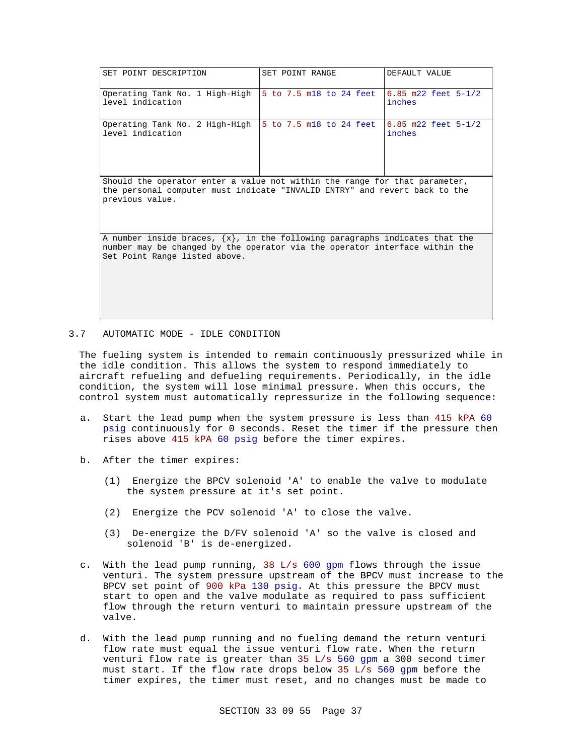| SET POINT DESCRIPTION | SET POINT RANGE | DEFAULT VALUE |
|---|---|---|
| Operating Tank No. 1 High-High level indication | 5 to 7.5 m18 to 24 feet | 6.85 m22 feet 5-1/2 inches |
| Operating Tank No. 2 High-High level indication | 5 to 7.5 m18 to 24 feet | 6.85 m22 feet 5-1/2 inches |

Should the operator enter a value not within the range for that parameter, the personal computer must indicate "INVALID ENTRY" and revert back to the previous value.

A number inside braces, {x}, in the following paragraphs indicates that the number may be changed by the operator via the operator interface within the Set Point Range listed above.

## 3.7 AUTOMATIC MODE - IDLE CONDITION

The fueling system is intended to remain continuously pressurized while in the idle condition. This allows the system to respond immediately to aircraft refueling and defueling requirements. Periodically, in the idle condition, the system will lose minimal pressure. When this occurs, the control system must automatically repressurize in the following sequence:

a. Start the lead pump when the system pressure is less than 415 kPA 60 psig continuously for 0 seconds. Reset the timer if the pressure then rises above 415 kPA 60 psig before the timer expires.

b. After the timer expires:

   (1) Energize the BPCV solenoid 'A' to enable the valve to modulate the system pressure at it's set point.

   (2) Energize the PCV solenoid 'A' to close the valve.

   (3) De-energize the D/FV solenoid 'A' so the valve is closed and solenoid 'B' is de-energized.

c. With the lead pump running, 38 L/s 600 gpm flows through the issue venturi. The system pressure upstream of the BPCV must increase to the BPCV set point of 900 kPa 130 psig. At this pressure the BPCV must start to open and the valve modulate as required to pass sufficient flow through the return venturi to maintain pressure upstream of the valve.

d. With the lead pump running and no fueling demand the return venturi flow rate must equal the issue venturi flow rate. When the return venturi flow rate is greater than 35 L/s 560 gpm a 300 second timer must start. If the flow rate drops below 35 L/s 560 gpm before the timer expires, the timer must reset, and no changes must be made to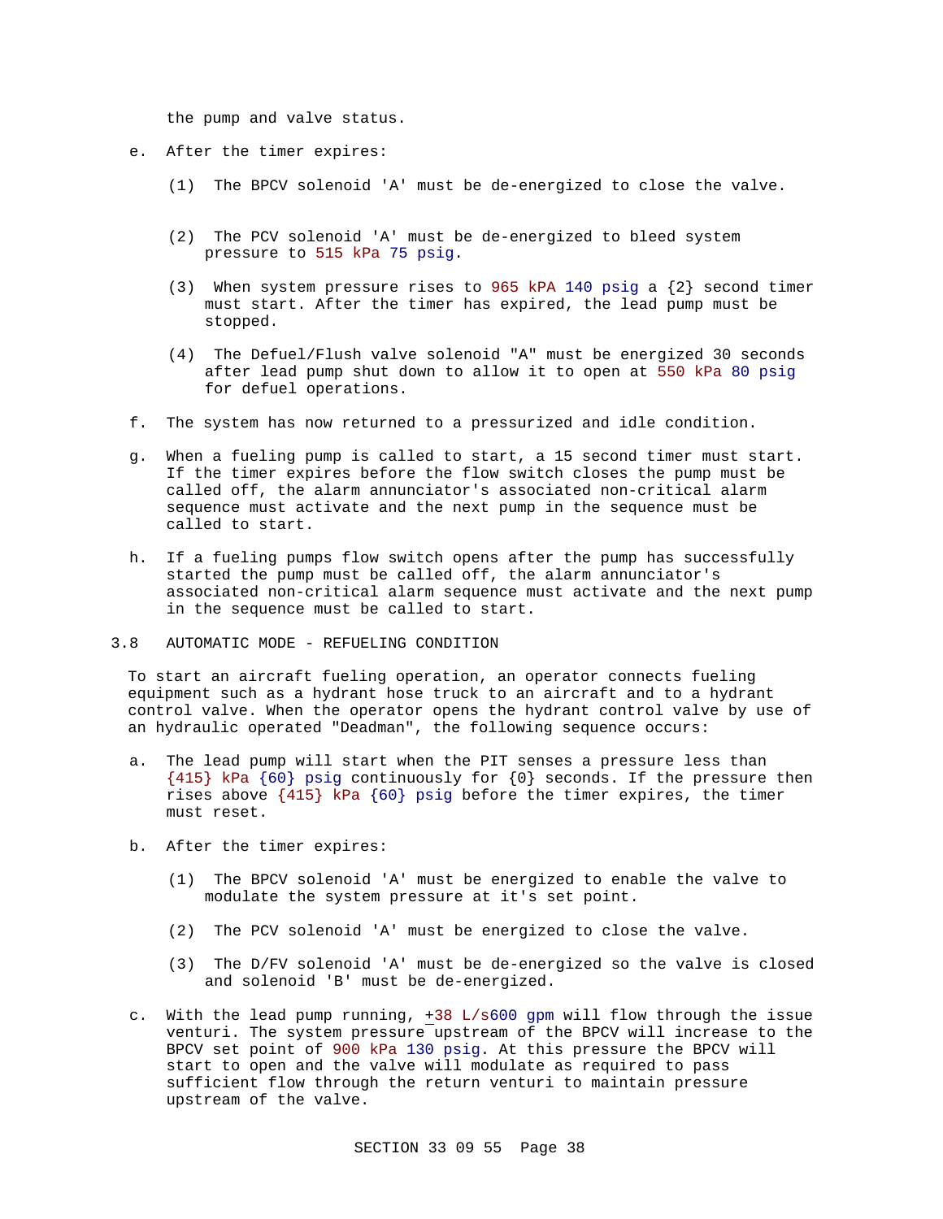the pump and valve status.

e. After the timer expires:

   (1) The BPCV solenoid 'A' must be de-energized to close the valve.

   (2) The PCV solenoid 'A' must be de-energized to bleed system pressure to 515 kPa 75 psig.

   (3) When system pressure rises to 965 kPA 140 psig a {2} second timer must start. After the timer has expired, the lead pump must be stopped.

   (4) The Defuel/Flush valve solenoid "A" must be energized 30 seconds after lead pump shut down to allow it to open at 550 kPa 80 psig for defuel operations.

f. The system has now returned to a pressurized and idle condition.

g. When a fueling pump is called to start, a 15 second timer must start. If the timer expires before the flow switch closes the pump must be called off, the alarm annunciator's associated non-critical alarm sequence must activate and the next pump in the sequence must be called to start.

h. If a fueling pumps flow switch opens after the pump has successfully started the pump must be called off, the alarm annunciator's associated non-critical alarm sequence must activate and the next pump in the sequence must be called to start.

## 3.8 AUTOMATIC MODE - REFUELING CONDITION

To start an aircraft fueling operation, an operator connects fueling equipment such as a hydrant hose truck to an aircraft and to a hydrant control valve. When the operator opens the hydrant control valve by use of an hydraulic operated "Deadman", the following sequence occurs:

a. The lead pump will start when the PIT senses a pressure less than {415} kPa {60} psig continuously for {0} seconds. If the pressure then rises above {415} kPa {60} psig before the timer expires, the timer must reset.

b. After the timer expires:

   (1) The BPCV solenoid 'A' must be energized to enable the valve to modulate the system pressure at it's set point.

   (2) The PCV solenoid 'A' must be energized to close the valve.

   (3) The D/FV solenoid 'A' must be de-energized so the valve is closed and solenoid 'B' must be de-energized.

c. With the lead pump running, ±38 L/s600 gpm will flow through the issue venturi. The system pressure upstream of the BPCV will increase to the BPCV set point of 900 kPa 130 psig. At this pressure the BPCV will start to open and the valve will modulate as required to pass sufficient flow through the return venturi to maintain pressure upstream of the valve.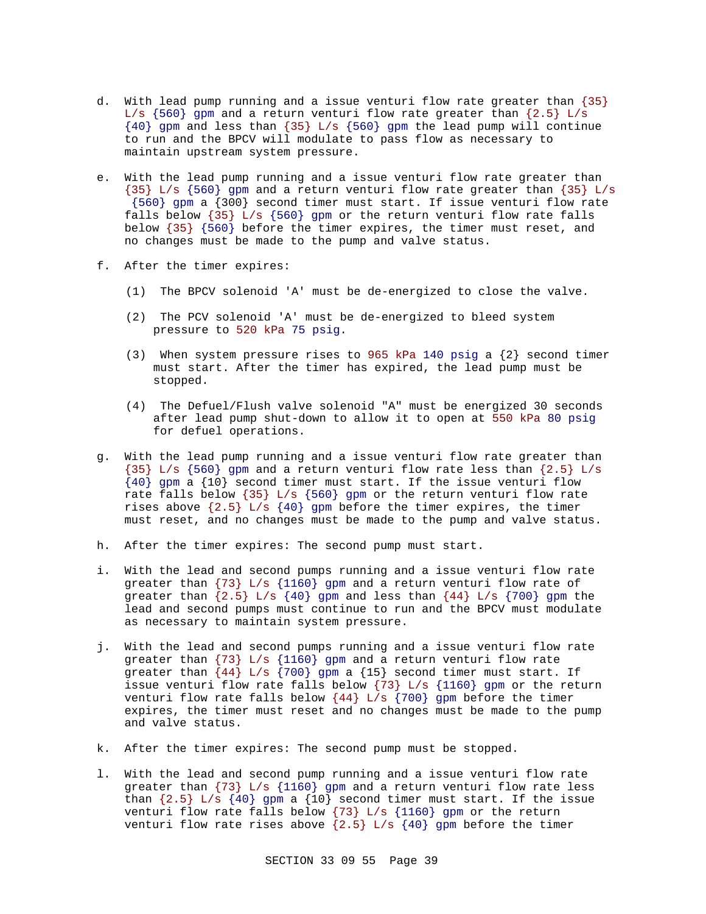d. With lead pump running and a issue venturi flow rate greater than {35} L/s {560} gpm and a return venturi flow rate greater than {2.5} L/s {40} gpm and less than {35} L/s {560} gpm the lead pump will continue to run and the BPCV will modulate to pass flow as necessary to maintain upstream system pressure.

e. With the lead pump running and a issue venturi flow rate greater than {35} L/s {560} gpm and a return venturi flow rate greater than {35} L/s {560} gpm a {300} second timer must start. If issue venturi flow rate falls below {35} L/s {560} gpm or the return venturi flow rate falls below {35} {560} before the timer expires, the timer must reset, and no changes must be made to the pump and valve status.

f. After the timer expires:

   (1) The BPCV solenoid 'A' must be de-energized to close the valve.

   (2) The PCV solenoid 'A' must be de-energized to bleed system pressure to 520 kPa 75 psig.

   (3) When system pressure rises to 965 kPa 140 psig a {2} second timer must start. After the timer has expired, the lead pump must be stopped.

   (4) The Defuel/Flush valve solenoid "A" must be energized 30 seconds after lead pump shut-down to allow it to open at 550 kPa 80 psig for defuel operations.

g. With the lead pump running and a issue venturi flow rate greater than {35} L/s {560} gpm and a return venturi flow rate less than {2.5} L/s {40} gpm a {10} second timer must start. If the issue venturi flow rate falls below {35} L/s {560} gpm or the return venturi flow rate rises above {2.5} L/s {40} gpm before the timer expires, the timer must reset, and no changes must be made to the pump and valve status.

h. After the timer expires: The second pump must start.

i. With the lead and second pumps running and a issue venturi flow rate greater than {73} L/s {1160} gpm and a return venturi flow rate of greater than {2.5} L/s {40} gpm and less than {44} L/s {700} gpm the lead and second pumps must continue to run and the BPCV must modulate as necessary to maintain system pressure.

j. With the lead and second pumps running and a issue venturi flow rate greater than {73} L/s {1160} gpm and a return venturi flow rate greater than {44} L/s {700} gpm a {15} second timer must start. If issue venturi flow rate falls below {73} L/s {1160} gpm or the return venturi flow rate falls below {44} L/s {700} gpm before the timer expires, the timer must reset and no changes must be made to the pump and valve status.

k. After the timer expires: The second pump must be stopped.

l. With the lead and second pump running and a issue venturi flow rate greater than {73} L/s {1160} gpm and a return venturi flow rate less than {2.5} L/s {40} gpm a {10} second timer must start. If the issue venturi flow rate falls below {73} L/s {1160} gpm or the return venturi flow rate rises above {2.5} L/s {40} gpm before the timer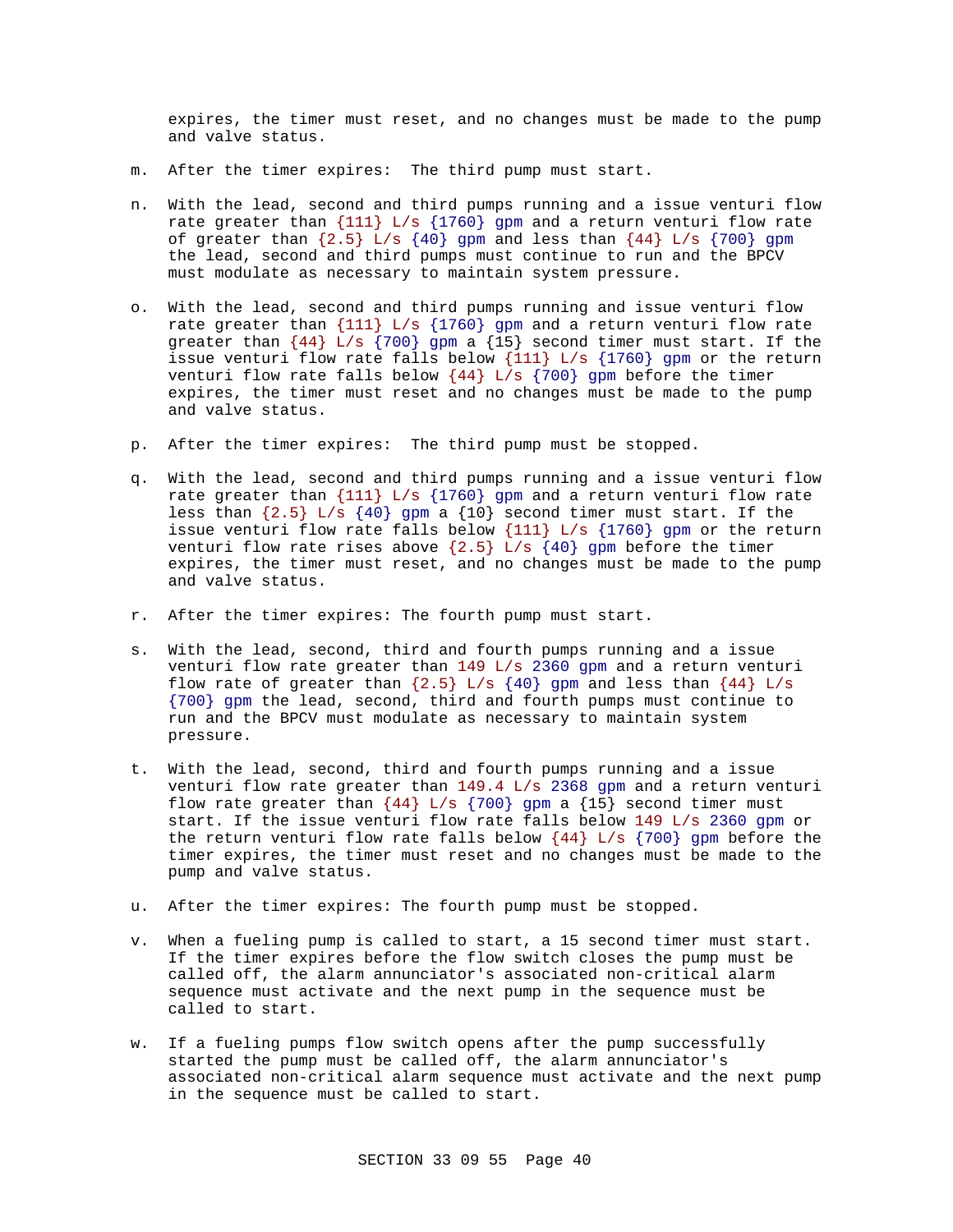expires, the timer must reset, and no changes must be made to the pump and valve status.

m. After the timer expires: The third pump must start.

n. With the lead, second and third pumps running and a issue venturi flow rate greater than {111} L/s {1760} gpm and a return venturi flow rate of greater than {2.5} L/s {40} gpm and less than {44} L/s {700} gpm the lead, second and third pumps must continue to run and the BPCV must modulate as necessary to maintain system pressure.

o. With the lead, second and third pumps running and issue venturi flow rate greater than {111} L/s {1760} gpm and a return venturi flow rate greater than {44} L/s {700} gpm a {15} second timer must start. If the issue venturi flow rate falls below {111} L/s {1760} gpm or the return venturi flow rate falls below {44} L/s {700} gpm before the timer expires, the timer must reset and no changes must be made to the pump and valve status.

p. After the timer expires: The third pump must be stopped.

q. With the lead, second and third pumps running and a issue venturi flow rate greater than {111} L/s {1760} gpm and a return venturi flow rate less than {2.5} L/s {40} gpm a {10} second timer must start. If the issue venturi flow rate falls below {111} L/s {1760} gpm or the return venturi flow rate rises above {2.5} L/s {40} gpm before the timer expires, the timer must reset, and no changes must be made to the pump and valve status.

r. After the timer expires: The fourth pump must start.

s. With the lead, second, third and fourth pumps running and a issue venturi flow rate greater than 149 L/s 2360 gpm and a return venturi flow rate of greater than {2.5} L/s {40} gpm and less than {44} L/s {700} gpm the lead, second, third and fourth pumps must continue to run and the BPCV must modulate as necessary to maintain system pressure.

t. With the lead, second, third and fourth pumps running and a issue venturi flow rate greater than 149.4 L/s 2368 gpm and a return venturi flow rate greater than {44} L/s {700} gpm a {15} second timer must start. If the issue venturi flow rate falls below 149 L/s 2360 gpm or the return venturi flow rate falls below {44} L/s {700} gpm before the timer expires, the timer must reset and no changes must be made to the pump and valve status.

u. After the timer expires: The fourth pump must be stopped.

v. When a fueling pump is called to start, a 15 second timer must start. If the timer expires before the flow switch closes the pump must be called off, the alarm annunciator's associated non-critical alarm sequence must activate and the next pump in the sequence must be called to start.

w. If a fueling pumps flow switch opens after the pump successfully started the pump must be called off, the alarm annunciator's associated non-critical alarm sequence must activate and the next pump in the sequence must be called to start.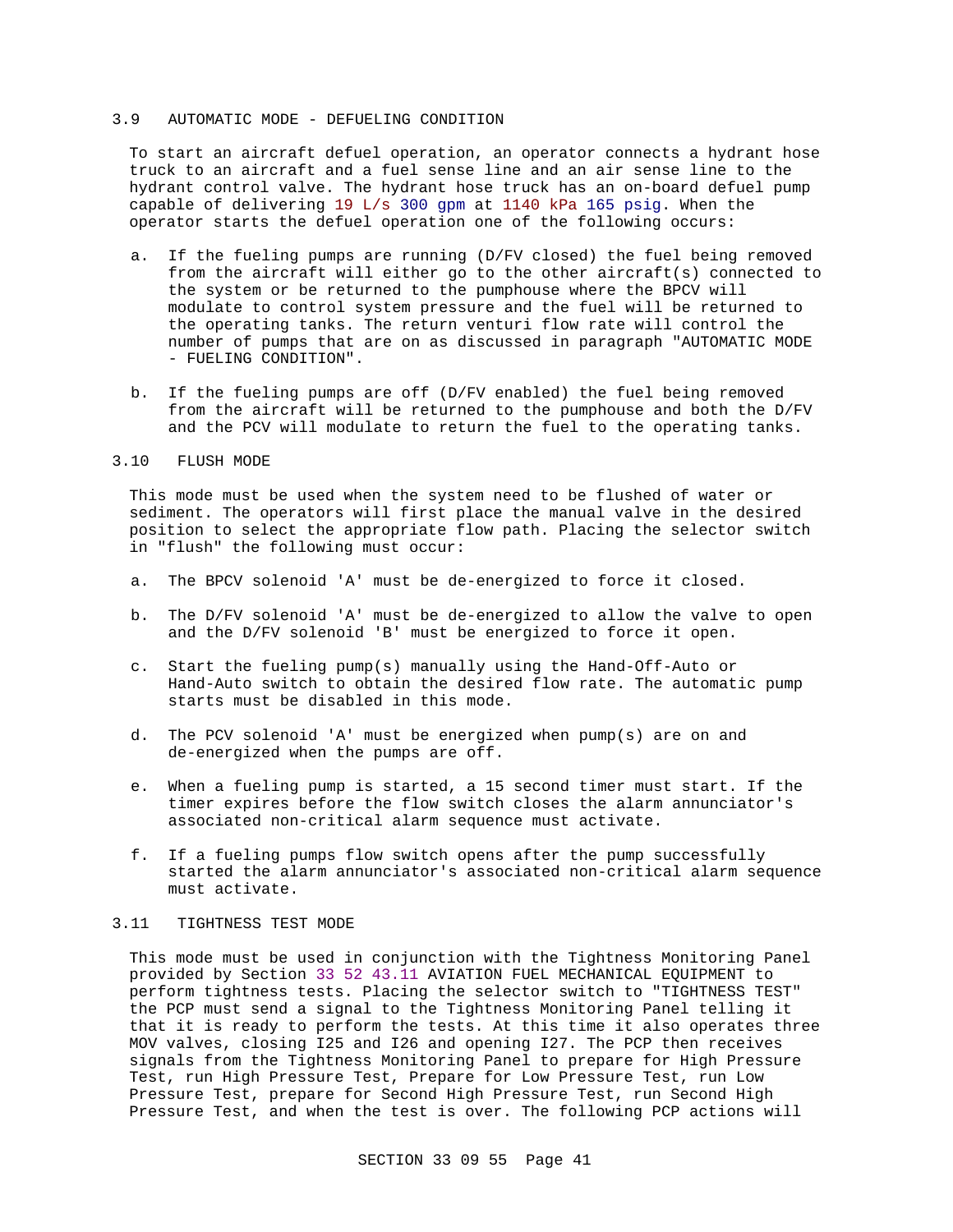## 3.9 AUTOMATIC MODE - DEFUELING CONDITION

To start an aircraft defuel operation, an operator connects a hydrant hose truck to an aircraft and a fuel sense line and an air sense line to the hydrant control valve. The hydrant hose truck has an on-board defuel pump capable of delivering 19 L/s 300 gpm at 1140 kPa 165 psig. When the operator starts the defuel operation one of the following occurs:

a. If the fueling pumps are running (D/FV closed) the fuel being removed from the aircraft will either go to the other aircraft(s) connected to the system or be returned to the pumphouse where the BPCV will modulate to control system pressure and the fuel will be returned to the operating tanks. The return venturi flow rate will control the number of pumps that are on as discussed in paragraph "AUTOMATIC MODE - FUELING CONDITION".

b. If the fueling pumps are off (D/FV enabled) the fuel being removed from the aircraft will be returned to the pumphouse and both the D/FV and the PCV will modulate to return the fuel to the operating tanks.

## 3.10 FLUSH MODE

This mode must be used when the system need to be flushed of water or sediment. The operators will first place the manual valve in the desired position to select the appropriate flow path. Placing the selector switch in "flush" the following must occur:

a. The BPCV solenoid 'A' must be de-energized to force it closed.

b. The D/FV solenoid 'A' must be de-energized to allow the valve to open and the D/FV solenoid 'B' must be energized to force it open.

c. Start the fueling pump(s) manually using the Hand-Off-Auto or Hand-Auto switch to obtain the desired flow rate. The automatic pump starts must be disabled in this mode.

d. The PCV solenoid 'A' must be energized when pump(s) are on and de-energized when the pumps are off.

e. When a fueling pump is started, a 15 second timer must start. If the timer expires before the flow switch closes the alarm annunciator's associated non-critical alarm sequence must activate.

f. If a fueling pumps flow switch opens after the pump successfully started the alarm annunciator's associated non-critical alarm sequence must activate.

## 3.11 TIGHTNESS TEST MODE

This mode must be used in conjunction with the Tightness Monitoring Panel provided by Section 33 52 43.11 AVIATION FUEL MECHANICAL EQUIPMENT to perform tightness tests. Placing the selector switch to "TIGHTNESS TEST" the PCP must send a signal to the Tightness Monitoring Panel telling it that it is ready to perform the tests. At this time it also operates three MOV valves, closing I25 and I26 and opening I27. The PCP then receives signals from the Tightness Monitoring Panel to prepare for High Pressure Test, run High Pressure Test, Prepare for Low Pressure Test, run Low Pressure Test, prepare for Second High Pressure Test, run Second High Pressure Test, and when the test is over. The following PCP actions will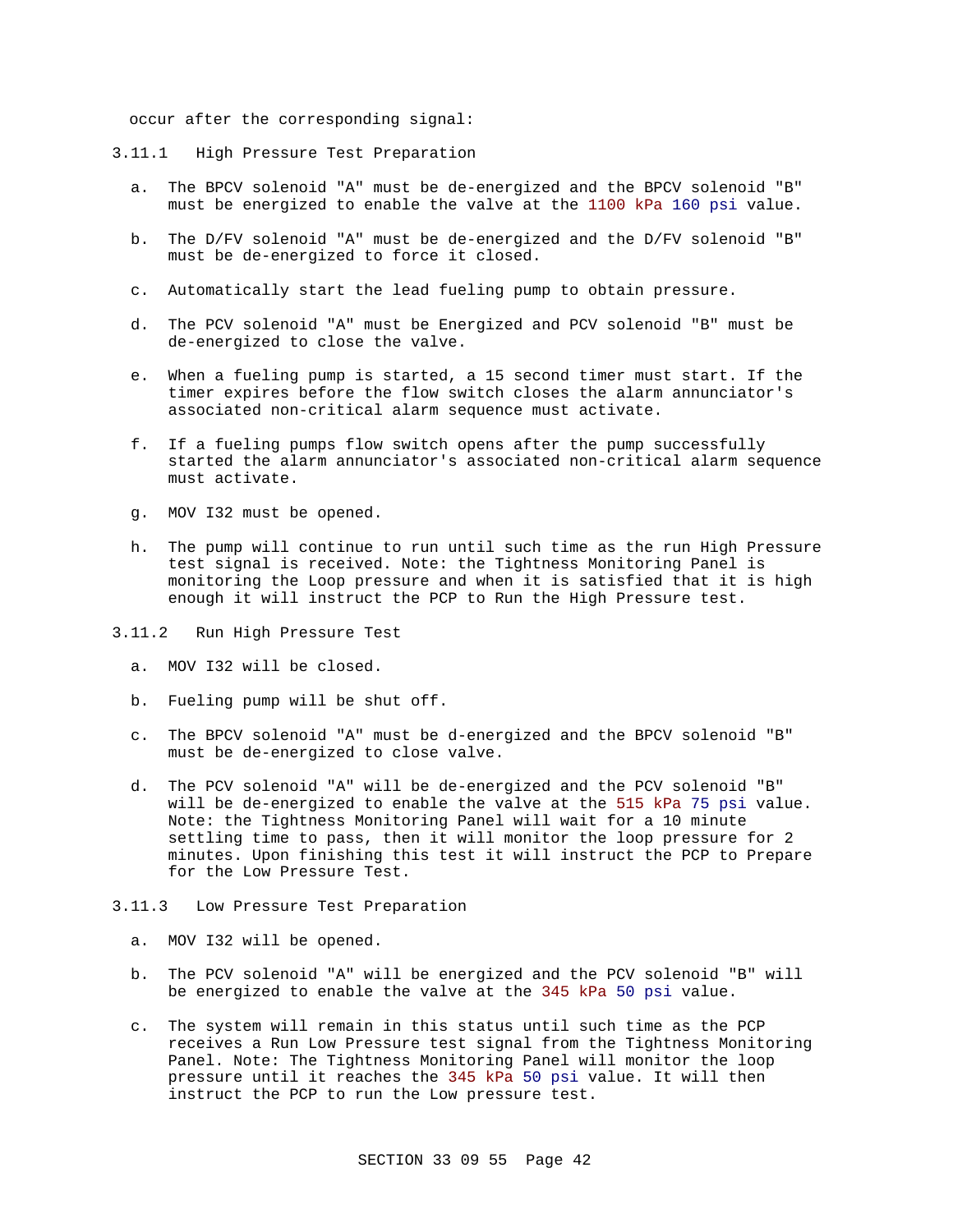occur after the corresponding signal:

### 3.11.1 High Pressure Test Preparation

a. The BPCV solenoid "A" must be de-energized and the BPCV solenoid "B" must be energized to enable the valve at the 1100 kPa 160 psi value.

b. The D/FV solenoid "A" must be de-energized and the D/FV solenoid "B" must be de-energized to force it closed.

c. Automatically start the lead fueling pump to obtain pressure.

d. The PCV solenoid "A" must be Energized and PCV solenoid "B" must be de-energized to close the valve.

e. When a fueling pump is started, a 15 second timer must start. If the timer expires before the flow switch closes the alarm annunciator's associated non-critical alarm sequence must activate.

f. If a fueling pumps flow switch opens after the pump successfully started the alarm annunciator's associated non-critical alarm sequence must activate.

g. MOV I32 must be opened.

h. The pump will continue to run until such time as the run High Pressure test signal is received. Note: the Tightness Monitoring Panel is monitoring the Loop pressure and when it is satisfied that it is high enough it will instruct the PCP to Run the High Pressure test.

### 3.11.2 Run High Pressure Test

a. MOV I32 will be closed.

b. Fueling pump will be shut off.

c. The BPCV solenoid "A" must be d-energized and the BPCV solenoid "B" must be de-energized to close valve.

d. The PCV solenoid "A" will be de-energized and the PCV solenoid "B" will be de-energized to enable the valve at the 515 kPa 75 psi value. Note: the Tightness Monitoring Panel will wait for a 10 minute settling time to pass, then it will monitor the loop pressure for 2 minutes. Upon finishing this test it will instruct the PCP to Prepare for the Low Pressure Test.

### 3.11.3 Low Pressure Test Preparation

a. MOV I32 will be opened.

b. The PCV solenoid "A" will be energized and the PCV solenoid "B" will be energized to enable the valve at the 345 kPa 50 psi value.

c. The system will remain in this status until such time as the PCP receives a Run Low Pressure test signal from the Tightness Monitoring Panel. Note: The Tightness Monitoring Panel will monitor the loop pressure until it reaches the 345 kPa 50 psi value. It will then instruct the PCP to run the Low pressure test.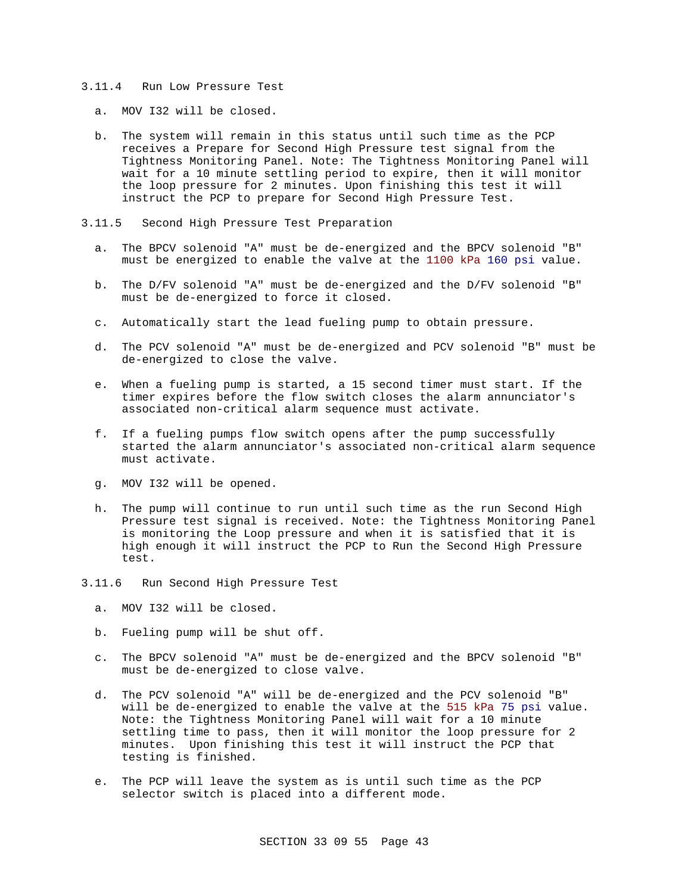### 3.11.4 Run Low Pressure Test

a. MOV I32 will be closed.

b. The system will remain in this status until such time as the PCP receives a Prepare for Second High Pressure test signal from the Tightness Monitoring Panel. Note: The Tightness Monitoring Panel will wait for a 10 minute settling period to expire, then it will monitor the loop pressure for 2 minutes. Upon finishing this test it will instruct the PCP to prepare for Second High Pressure Test.

### 3.11.5 Second High Pressure Test Preparation

a. The BPCV solenoid "A" must be de-energized and the BPCV solenoid "B" must be energized to enable the valve at the 1100 kPa 160 psi value.

b. The D/FV solenoid "A" must be de-energized and the D/FV solenoid "B" must be de-energized to force it closed.

c. Automatically start the lead fueling pump to obtain pressure.

d. The PCV solenoid "A" must be de-energized and PCV solenoid "B" must be de-energized to close the valve.

e. When a fueling pump is started, a 15 second timer must start. If the timer expires before the flow switch closes the alarm annunciator's associated non-critical alarm sequence must activate.

f. If a fueling pumps flow switch opens after the pump successfully started the alarm annunciator's associated non-critical alarm sequence must activate.

g. MOV I32 will be opened.

h. The pump will continue to run until such time as the run Second High Pressure test signal is received. Note: the Tightness Monitoring Panel is monitoring the Loop pressure and when it is satisfied that it is high enough it will instruct the PCP to Run the Second High Pressure test.

### 3.11.6 Run Second High Pressure Test

a. MOV I32 will be closed.

b. Fueling pump will be shut off.

c. The BPCV solenoid "A" must be de-energized and the BPCV solenoid "B" must be de-energized to close valve.

d. The PCV solenoid "A" will be de-energized and the PCV solenoid "B" will be de-energized to enable the valve at the 515 kPa 75 psi value. Note: the Tightness Monitoring Panel will wait for a 10 minute settling time to pass, then it will monitor the loop pressure for 2 minutes. Upon finishing this test it will instruct the PCP that testing is finished.

e. The PCP will leave the system as is until such time as the PCP selector switch is placed into a different mode.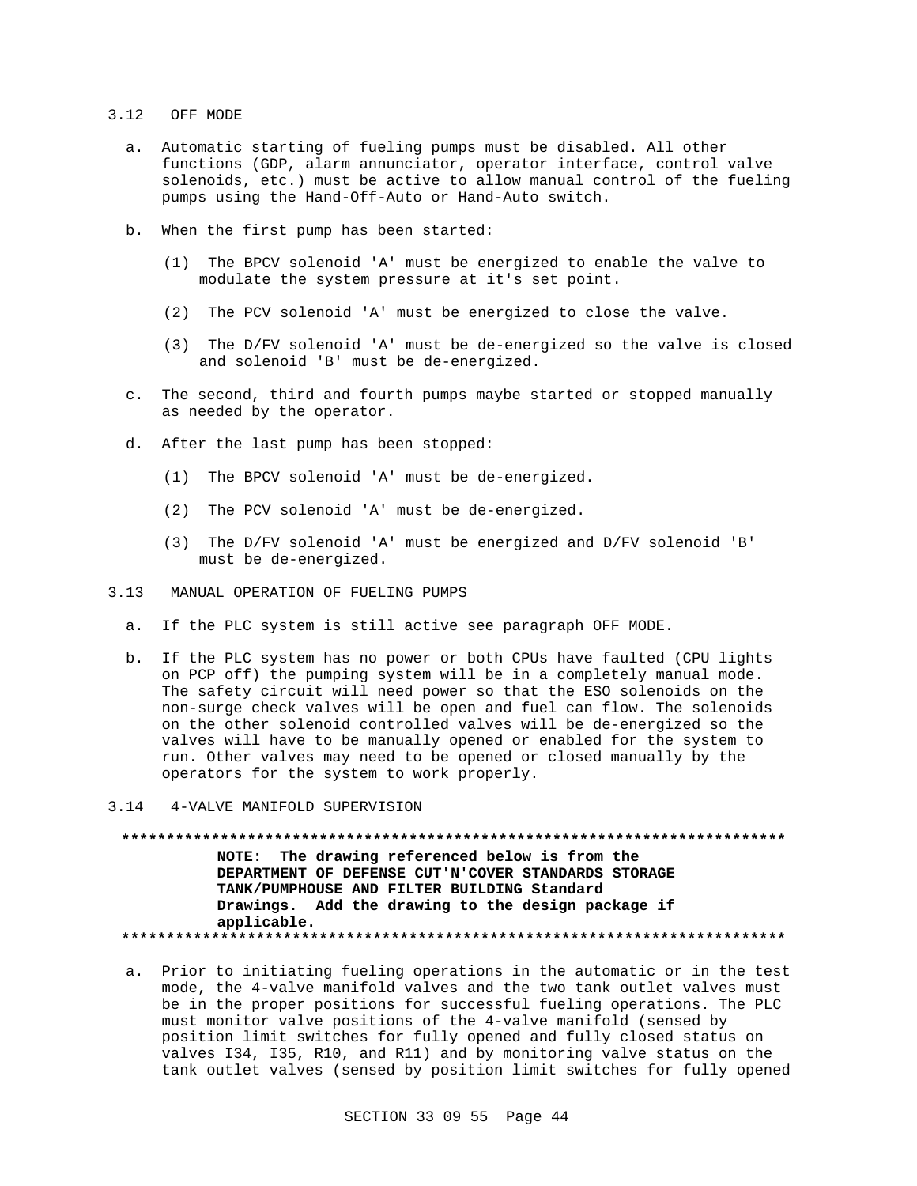## 3.12 OFF MODE

a. Automatic starting of fueling pumps must be disabled. All other functions (GDP, alarm annunciator, operator interface, control valve solenoids, etc.) must be active to allow manual control of the fueling pumps using the Hand-Off-Auto or Hand-Auto switch.

b. When the first pump has been started:

   (1) The BPCV solenoid 'A' must be energized to enable the valve to modulate the system pressure at it's set point.

   (2) The PCV solenoid 'A' must be energized to close the valve.

   (3) The D/FV solenoid 'A' must be de-energized so the valve is closed and solenoid 'B' must be de-energized.

c. The second, third and fourth pumps maybe started or stopped manually as needed by the operator.

d. After the last pump has been stopped:

   (1) The BPCV solenoid 'A' must be de-energized.

   (2) The PCV solenoid 'A' must be de-energized.

   (3) The D/FV solenoid 'A' must be energized and D/FV solenoid 'B' must be de-energized.

## 3.13 MANUAL OPERATION OF FUELING PUMPS

a. If the PLC system is still active see paragraph OFF MODE.

b. If the PLC system has no power or both CPUs have faulted (CPU lights on PCP off) the pumping system will be in a completely manual mode. The safety circuit will need power so that the ESO solenoids on the non-surge check valves will be open and fuel can flow. The solenoids on the other solenoid controlled valves will be de-energized so the valves will have to be manually opened or enabled for the system to run. Other valves may need to be opened or closed manually by the operators for the system to work properly.

## 3.14 4-VALVE MANIFOLD SUPERVISION

**************************************************************************

**NOTE: The drawing referenced below is from the DEPARTMENT OF DEFENSE CUT'N'COVER STANDARDS STORAGE TANK/PUMPHOUSE AND FILTER BUILDING Standard Drawings. Add the drawing to the design package if applicable.**

**************************************************************************

a. Prior to initiating fueling operations in the automatic or in the test mode, the 4-valve manifold valves and the two tank outlet valves must be in the proper positions for successful fueling operations. The PLC must monitor valve positions of the 4-valve manifold (sensed by position limit switches for fully opened and fully closed status on valves I34, I35, R10, and R11) and by monitoring valve status on the tank outlet valves (sensed by position limit switches for fully opened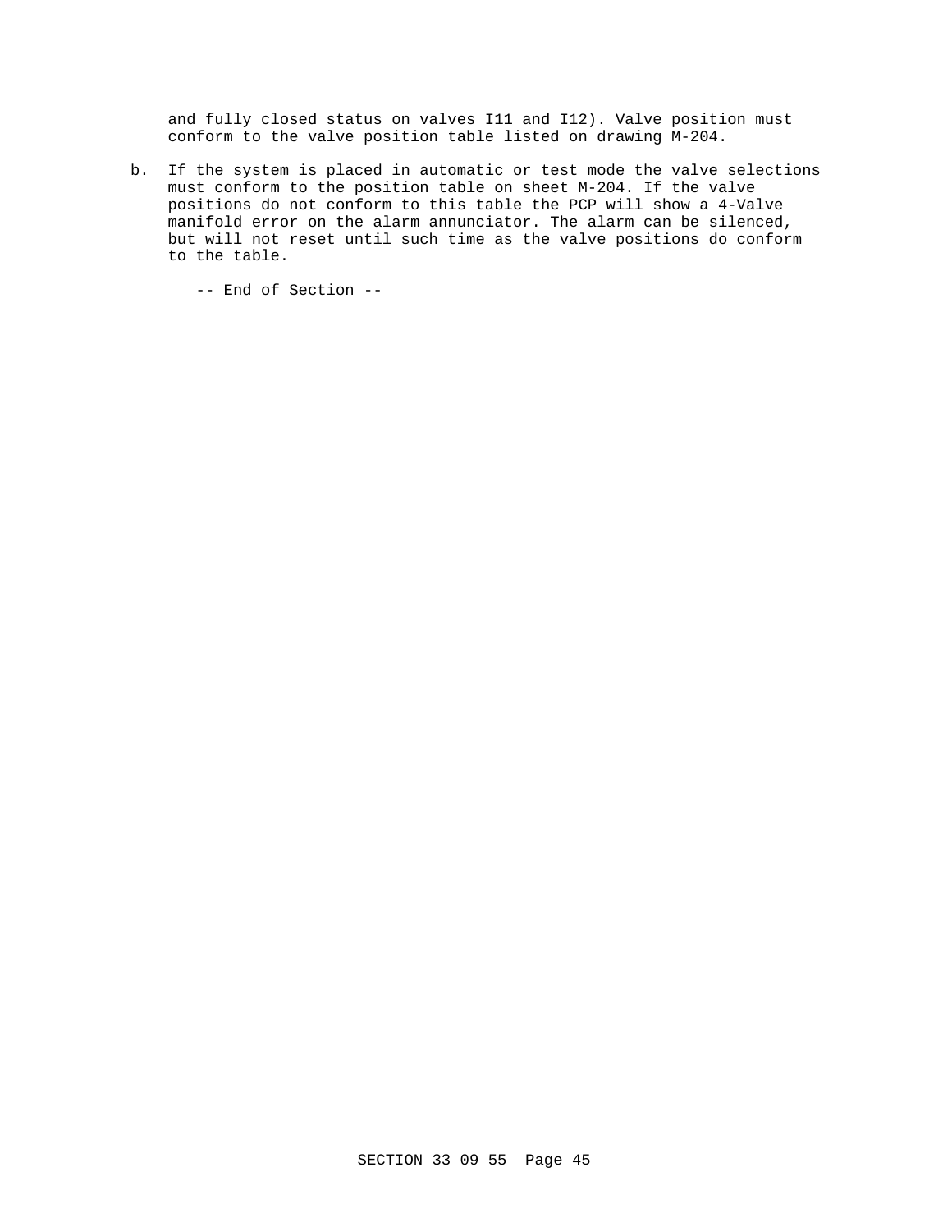and fully closed status on valves I11 and I12). Valve position must conform to the valve position table listed on drawing M-204.

b. If the system is placed in automatic or test mode the valve selections must conform to the position table on sheet M-204. If the valve positions do not conform to this table the PCP will show a 4-Valve manifold error on the alarm annunciator. The alarm can be silenced, but will not reset until such time as the valve positions do conform to the table.

-- End of Section --